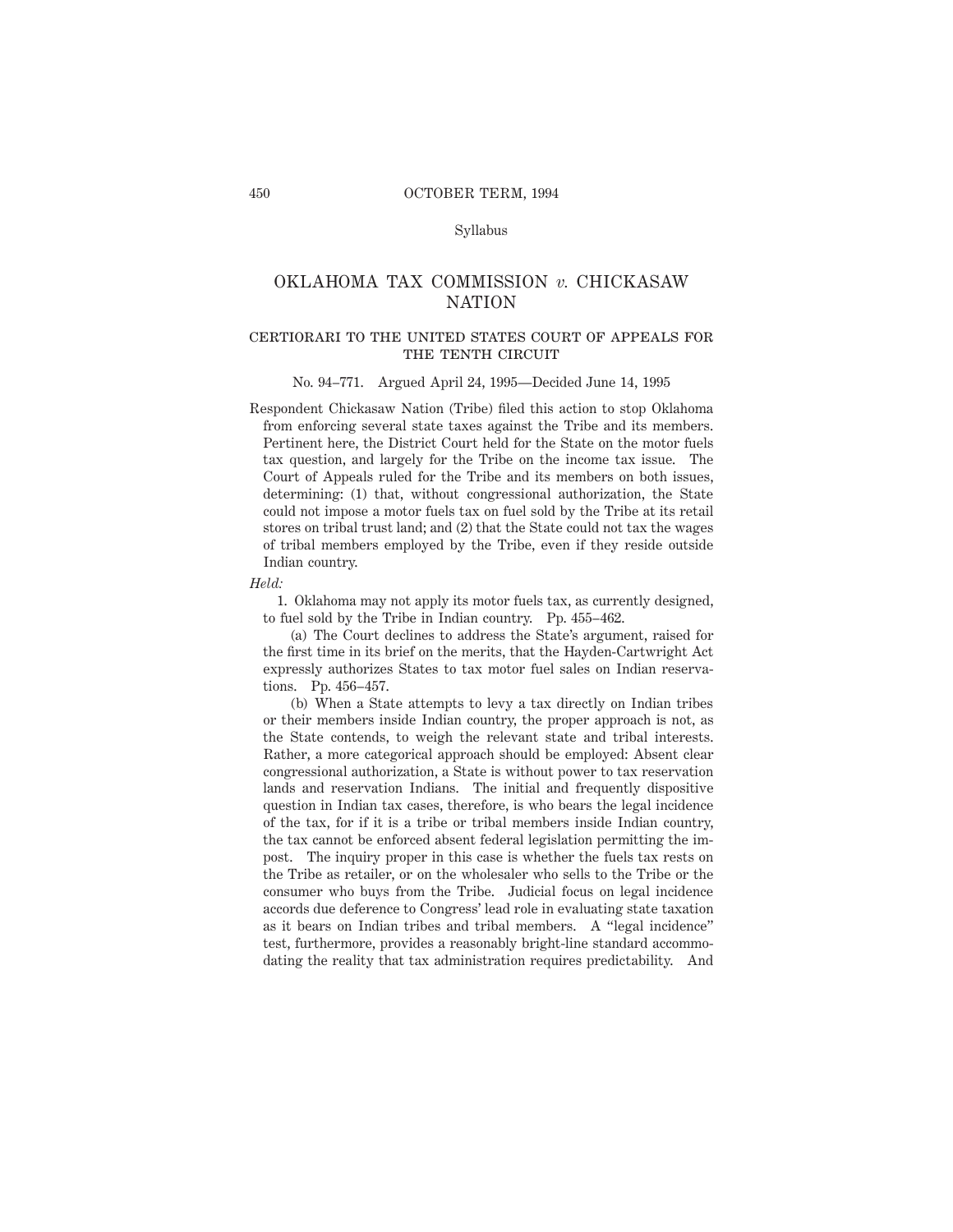Syllabus

# OKLAHOMA TAX COMMISSION *v.* CHICKASAW NATION

## CERTIORARI TO THE UNITED STATES COURT OF APPEALS FOR THE TENTH CIRCUIT

No. 94–771. Argued April 24, 1995—Decided June 14, 1995

Respondent Chickasaw Nation (Tribe) filed this action to stop Oklahoma from enforcing several state taxes against the Tribe and its members. Pertinent here, the District Court held for the State on the motor fuels tax question, and largely for the Tribe on the income tax issue. The Court of Appeals ruled for the Tribe and its members on both issues, determining: (1) that, without congressional authorization, the State could not impose a motor fuels tax on fuel sold by the Tribe at its retail stores on tribal trust land; and (2) that the State could not tax the wages of tribal members employed by the Tribe, even if they reside outside Indian country.

*Held:*

1. Oklahoma may not apply its motor fuels tax, as currently designed, to fuel sold by the Tribe in Indian country. Pp. 455–462.

(a) The Court declines to address the State's argument, raised for the first time in its brief on the merits, that the Hayden-Cartwright Act expressly authorizes States to tax motor fuel sales on Indian reservations. Pp. 456–457.

(b) When a State attempts to levy a tax directly on Indian tribes or their members inside Indian country, the proper approach is not, as the State contends, to weigh the relevant state and tribal interests. Rather, a more categorical approach should be employed: Absent clear congressional authorization, a State is without power to tax reservation lands and reservation Indians. The initial and frequently dispositive question in Indian tax cases, therefore, is who bears the legal incidence of the tax, for if it is a tribe or tribal members inside Indian country, the tax cannot be enforced absent federal legislation permitting the impost. The inquiry proper in this case is whether the fuels tax rests on the Tribe as retailer, or on the wholesaler who sells to the Tribe or the consumer who buys from the Tribe. Judicial focus on legal incidence accords due deference to Congress' lead role in evaluating state taxation as it bears on Indian tribes and tribal members. A "legal incidence" test, furthermore, provides a reasonably bright-line standard accommodating the reality that tax administration requires predictability. And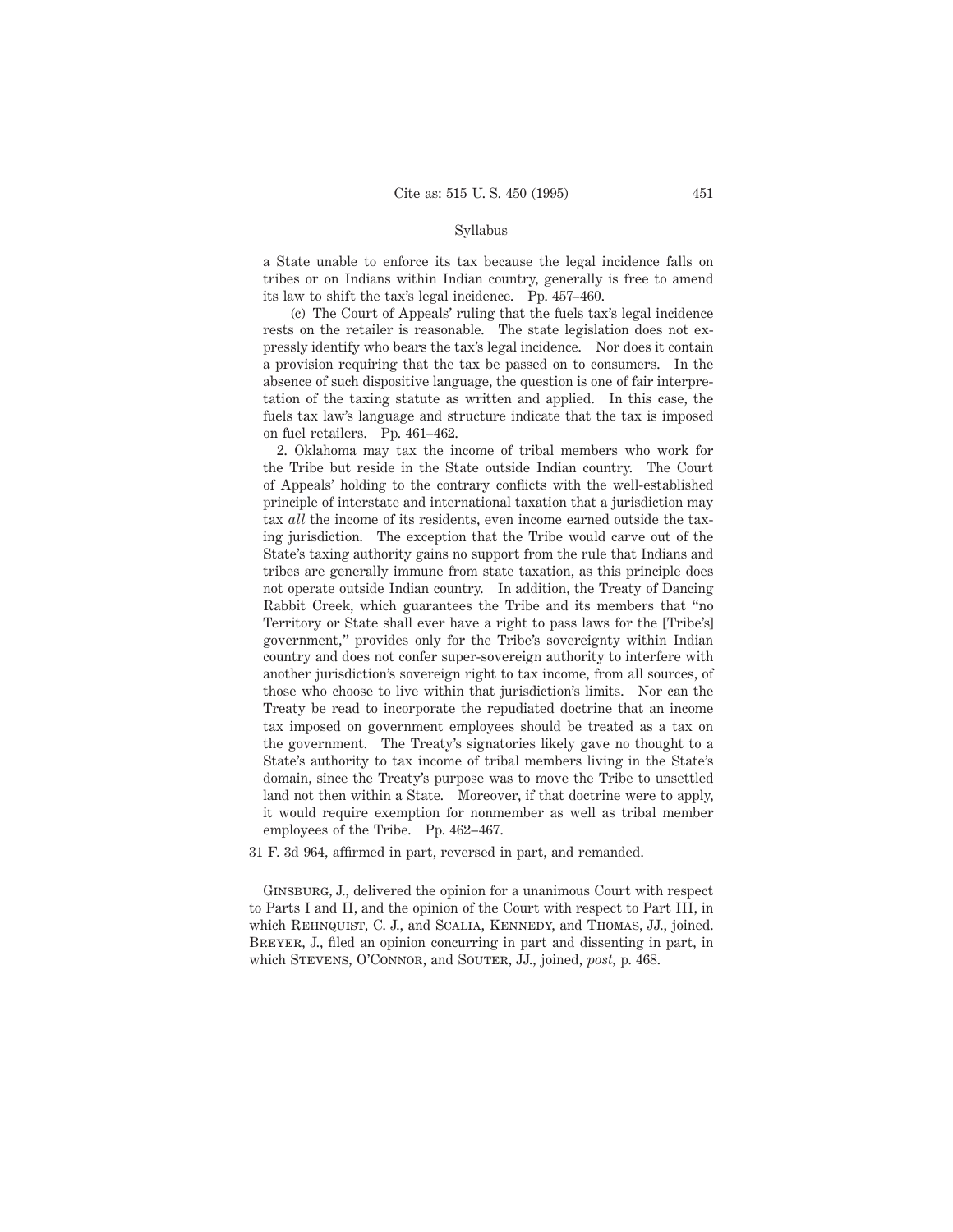Syllabus

a State unable to enforce its tax because the legal incidence falls on tribes or on Indians within Indian country, generally is free to amend its law to shift the tax's legal incidence. Pp. 457–460.

(c) The Court of Appeals' ruling that the fuels tax's legal incidence rests on the retailer is reasonable. The state legislation does not expressly identify who bears the tax's legal incidence. Nor does it contain a provision requiring that the tax be passed on to consumers. In the absence of such dispositive language, the question is one of fair interpretation of the taxing statute as written and applied. In this case, the fuels tax law's language and structure indicate that the tax is imposed on fuel retailers. Pp. 461–462.

2. Oklahoma may tax the income of tribal members who work for the Tribe but reside in the State outside Indian country. The Court of Appeals' holding to the contrary conflicts with the well-established principle of interstate and international taxation that a jurisdiction may tax *all* the income of its residents, even income earned outside the taxing jurisdiction. The exception that the Tribe would carve out of the State's taxing authority gains no support from the rule that Indians and tribes are generally immune from state taxation, as this principle does not operate outside Indian country. In addition, the Treaty of Dancing Rabbit Creek, which guarantees the Tribe and its members that "no Territory or State shall ever have a right to pass laws for the [Tribe's] government," provides only for the Tribe's sovereignty within Indian country and does not confer super-sovereign authority to interfere with another jurisdiction's sovereign right to tax income, from all sources, of those who choose to live within that jurisdiction's limits. Nor can the Treaty be read to incorporate the repudiated doctrine that an income tax imposed on government employees should be treated as a tax on the government. The Treaty's signatories likely gave no thought to a State's authority to tax income of tribal members living in the State's domain, since the Treaty's purpose was to move the Tribe to unsettled land not then within a State. Moreover, if that doctrine were to apply, it would require exemption for nonmember as well as tribal member employees of the Tribe. Pp. 462–467.

31 F. 3d 964, affirmed in part, reversed in part, and remanded.

Ginsburg, J., delivered the opinion for a unanimous Court with respect to Parts I and II, and the opinion of the Court with respect to Part III, in which Rehnquist, C. J., and Scalia, Kennedy, and Thomas, JJ., joined. Breyer, J., filed an opinion concurring in part and dissenting in part, in which Stevens, O'Connor, and Souter, JJ., joined, *post*, p. 468.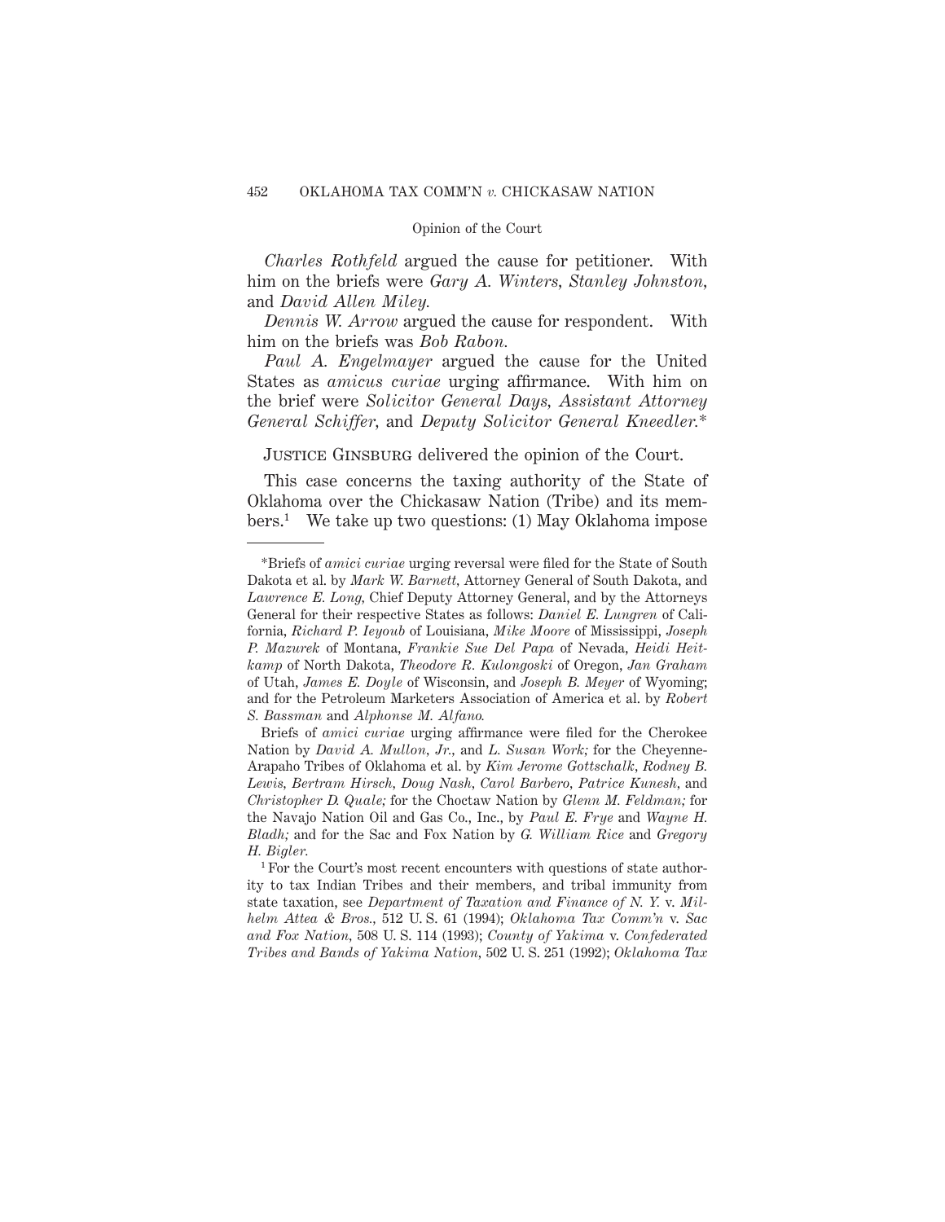*Charles Rothfeld* argued the cause for petitioner. With him on the briefs were *Gary A. Winters, Stanley Johnston,* and *David Allen Miley.*

*Dennis W. Arrow* argued the cause for respondent. With him on the briefs was *Bob Rabon.*

*Paul A. Engelmayer* argued the cause for the United States as *amicus curiae* urging affirmance. With him on the brief were *Solicitor General Days, Assistant Attorney General Schiffer,* and *Deputy Solicitor General Kneedler.*\*

Justice Ginsburg delivered the opinion of the Court.

This case concerns the taxing authority of the State of Oklahoma over the Chickasaw Nation (Tribe) and its members.[1] We take up two questions: (1) May Oklahoma impose

---

\*Briefs of *amici curiae* urging reversal were filed for the State of South Dakota et al. by *Mark W. Barnett,* Attorney General of South Dakota, and *Lawrence E. Long,* Chief Deputy Attorney General, and by the Attorneys General for their respective States as follows: *Daniel E. Lungren* of California, *Richard P. Ieyoub* of Louisiana, *Mike Moore* of Mississippi, *Joseph P. Mazurek* of Montana, *Frankie Sue Del Papa* of Nevada, *Heidi Heitkamp* of North Dakota, *Theodore R. Kulongoski* of Oregon, *Jan Graham* of Utah, *James E. Doyle* of Wisconsin, and *Joseph B. Meyer* of Wyoming; and for the Petroleum Marketers Association of America et al. by *Robert S. Bassman* and *Alphonse M. Alfano.*

Briefs of *amici curiae* urging affirmance were filed for the Cherokee Nation by *David A. Mullon, Jr.,* and *L. Susan Work;* for the Cheyenne-Arapaho Tribes of Oklahoma et al. by *Kim Jerome Gottschalk, Rodney B. Lewis, Bertram Hirsch, Doug Nash, Carol Barbero, Patrice Kunesh,* and *Christopher D. Quale;* for the Choctaw Nation by *Glenn M. Feldman;* for the Navajo Nation Oil and Gas Co., Inc., by *Paul E. Frye* and *Wayne H. Bladh;* and for the Sac and Fox Nation by *G. William Rice* and *Gregory H. Bigler.*

[1] For the Court's most recent encounters with questions of state authority to tax Indian Tribes and their members, and tribal immunity from state taxation, see *Department of Taxation and Finance of N. Y.* v. *Milhelm Attea & Bros.,* 512 U. S. 61 (1994); *Oklahoma Tax Comm'n* v. *Sac and Fox Nation,* 508 U. S. 114 (1993); *County of Yakima* v. *Confederated Tribes and Bands of Yakima Nation,* 502 U. S. 251 (1992); *Oklahoma Tax*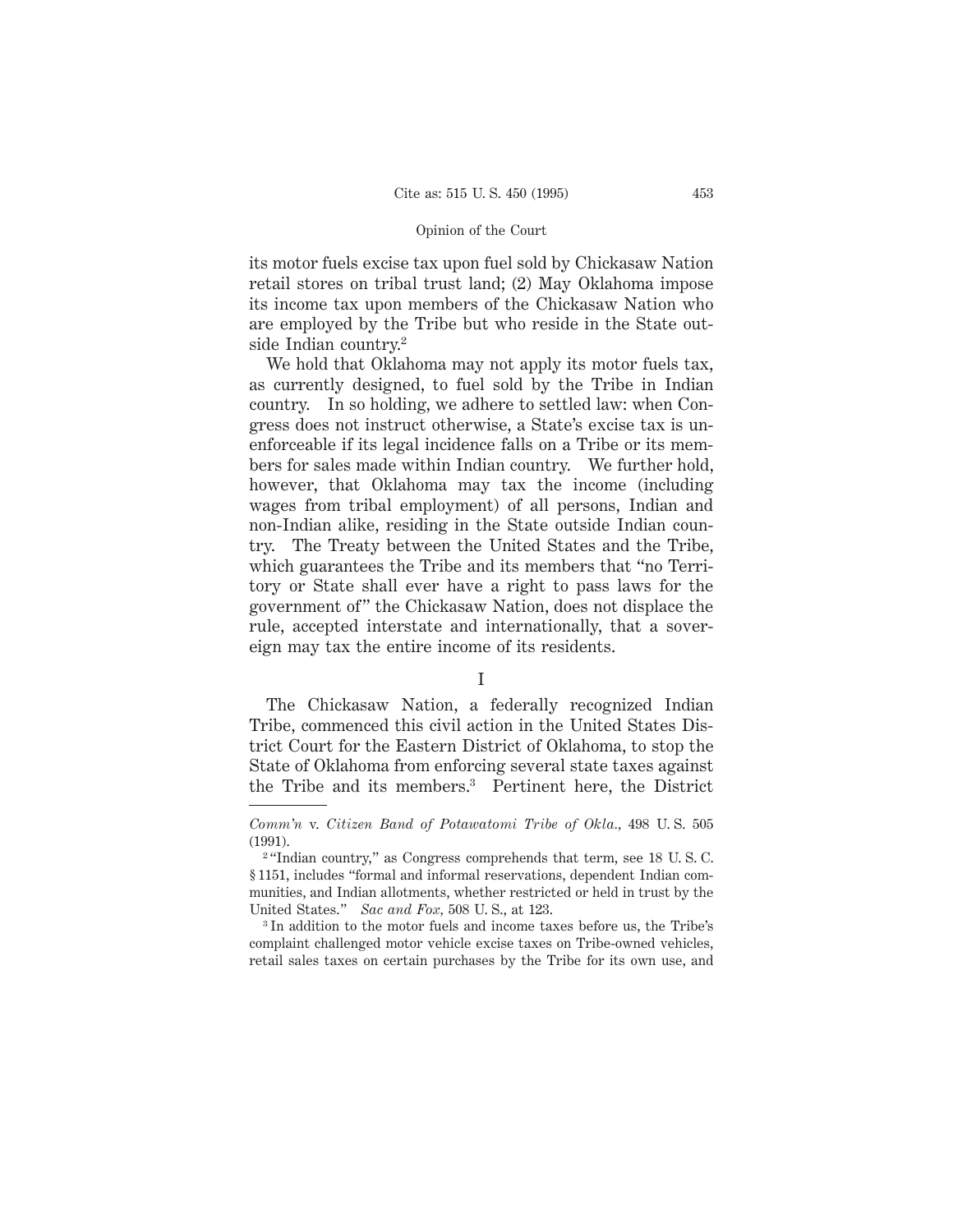its motor fuels excise tax upon fuel sold by Chickasaw Nation retail stores on tribal trust land; (2) May Oklahoma impose its income tax upon members of the Chickasaw Nation who are employed by the Tribe but who reside in the State outside Indian country.[2]

We hold that Oklahoma may not apply its motor fuels tax, as currently designed, to fuel sold by the Tribe in Indian country. In so holding, we adhere to settled law: when Congress does not instruct otherwise, a State's excise tax is unenforceable if its legal incidence falls on a Tribe or its members for sales made within Indian country. We further hold, however, that Oklahoma may tax the income (including wages from tribal employment) of all persons, Indian and non-Indian alike, residing in the State outside Indian country. The Treaty between the United States and the Tribe, which guarantees the Tribe and its members that "no Territory or State shall ever have a right to pass laws for the government of" the Chickasaw Nation, does not displace the rule, accepted interstate and internationally, that a sovereign may tax the entire income of its residents.

## I

The Chickasaw Nation, a federally recognized Indian Tribe, commenced this civil action in the United States District Court for the Eastern District of Oklahoma, to stop the State of Oklahoma from enforcing several state taxes against the Tribe and its members.[3] Pertinent here, the District

---

*Comm'n* v. *Citizen Band of Potawatomi Tribe of Okla.*, 498 U. S. 505 (1991).

[2] "Indian country," as Congress comprehends that term, see 18 U. S. C. § 1151, includes "formal and informal reservations, dependent Indian communities, and Indian allotments, whether restricted or held in trust by the United States." *Sac and Fox*, 508 U. S., at 123.

[3] In addition to the motor fuels and income taxes before us, the Tribe's complaint challenged motor vehicle excise taxes on Tribe-owned vehicles, retail sales taxes on certain purchases by the Tribe for its own use, and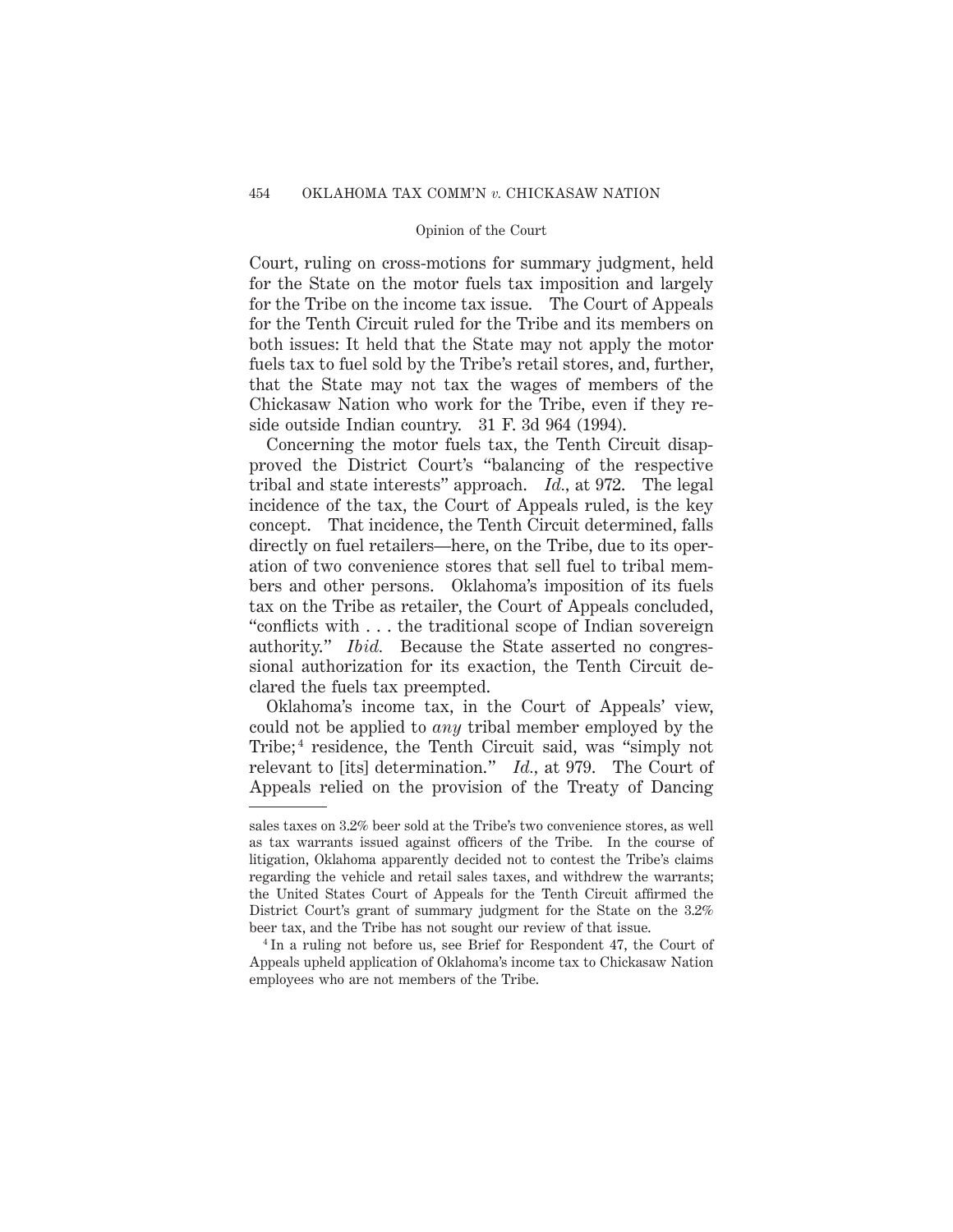Court, ruling on cross-motions for summary judgment, held for the State on the motor fuels tax imposition and largely for the Tribe on the income tax issue. The Court of Appeals for the Tenth Circuit ruled for the Tribe and its members on both issues: It held that the State may not apply the motor fuels tax to fuel sold by the Tribe's retail stores, and, further, that the State may not tax the wages of members of the Chickasaw Nation who work for the Tribe, even if they reside outside Indian country. 31 F. 3d 964 (1994).

Concerning the motor fuels tax, the Tenth Circuit disapproved the District Court's "balancing of the respective tribal and state interests" approach. *Id.*, at 972. The legal incidence of the tax, the Court of Appeals ruled, is the key concept. That incidence, the Tenth Circuit determined, falls directly on fuel retailers—here, on the Tribe, due to its operation of two convenience stores that sell fuel to tribal members and other persons. Oklahoma's imposition of its fuels tax on the Tribe as retailer, the Court of Appeals concluded, "conflicts with . . . the traditional scope of Indian sovereign authority." *Ibid.* Because the State asserted no congressional authorization for its exaction, the Tenth Circuit declared the fuels tax preempted.

Oklahoma's income tax, in the Court of Appeals' view, could not be applied to *any* tribal member employed by the Tribe;[4] residence, the Tenth Circuit said, was "simply not relevant to [its] determination." *Id.*, at 979. The Court of Appeals relied on the provision of the Treaty of Dancing

---

sales taxes on 3.2% beer sold at the Tribe's two convenience stores, as well as tax warrants issued against officers of the Tribe. In the course of litigation, Oklahoma apparently decided not to contest the Tribe's claims regarding the vehicle and retail sales taxes, and withdrew the warrants; the United States Court of Appeals for the Tenth Circuit affirmed the District Court's grant of summary judgment for the State on the 3.2% beer tax, and the Tribe has not sought our review of that issue.

[4] In a ruling not before us, see Brief for Respondent 47, the Court of Appeals upheld application of Oklahoma's income tax to Chickasaw Nation employees who are not members of the Tribe.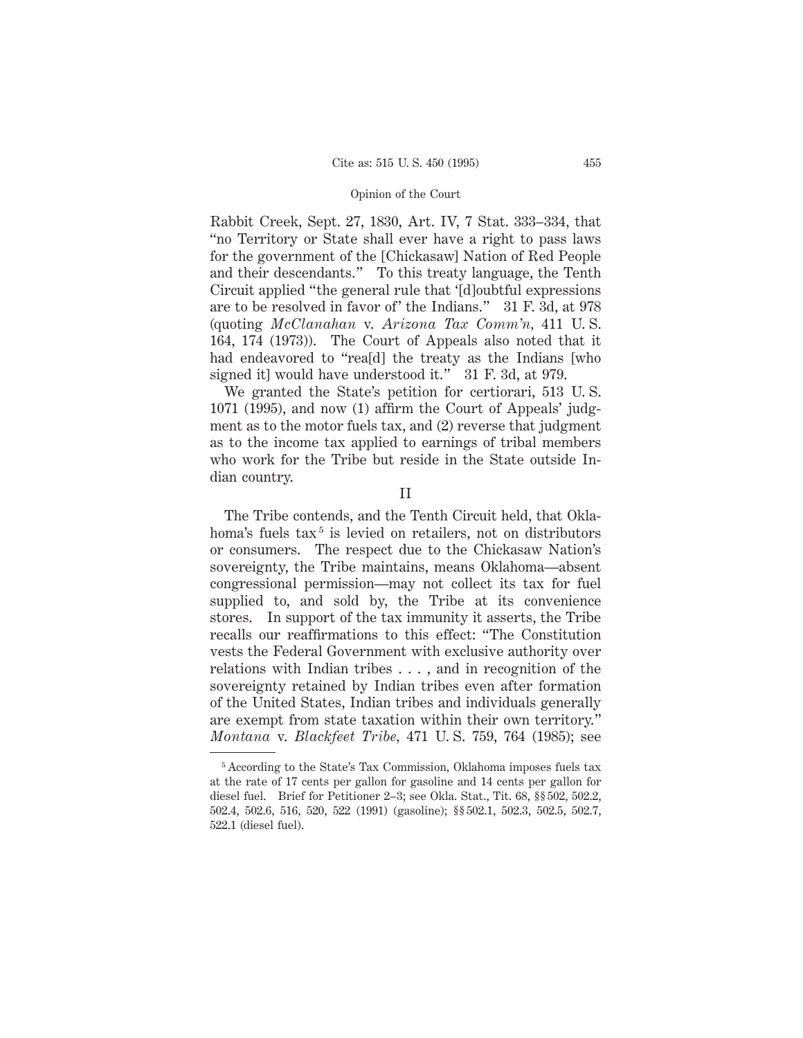Rabbit Creek, Sept. 27, 1830, Art. IV, 7 Stat. 333–334, that "no Territory or State shall ever have a right to pass laws for the government of the [Chickasaw] Nation of Red People and their descendants." To this treaty language, the Tenth Circuit applied "the general rule that '[d]oubtful expressions are to be resolved in favor of' the Indians." 31 F. 3d, at 978 (quoting *McClanahan* v. *Arizona Tax Comm'n,* 411 U. S. 164, 174 (1973)). The Court of Appeals also noted that it had endeavored to "rea[d] the treaty as the Indians [who signed it] would have understood it." 31 F. 3d, at 979.

We granted the State's petition for certiorari, 513 U. S. 1071 (1995), and now (1) affirm the Court of Appeals' judgment as to the motor fuels tax, and (2) reverse that judgment as to the income tax applied to earnings of tribal members who work for the Tribe but reside in the State outside Indian country.

## II

The Tribe contends, and the Tenth Circuit held, that Oklahoma's fuels tax[5] is levied on retailers, not on distributors or consumers. The respect due to the Chickasaw Nation's sovereignty, the Tribe maintains, means Oklahoma—absent congressional permission—may not collect its tax for fuel supplied to, and sold by, the Tribe at its convenience stores. In support of the tax immunity it asserts, the Tribe recalls our reaffirmations to this effect: "The Constitution vests the Federal Government with exclusive authority over relations with Indian tribes . . . , and in recognition of the sovereignty retained by Indian tribes even after formation of the United States, Indian tribes and individuals generally are exempt from state taxation within their own territory." *Montana* v. *Blackfeet Tribe,* 471 U. S. 759, 764 (1985); see

---

[5] According to the State's Tax Commission, Oklahoma imposes fuels tax at the rate of 17 cents per gallon for gasoline and 14 cents per gallon for diesel fuel. Brief for Petitioner 2–3; see Okla. Stat., Tit. 68, §§ 502, 502.2, 502.4, 502.6, 516, 520, 522 (1991) (gasoline); §§ 502.1, 502.3, 502.5, 502.7, 522.1 (diesel fuel).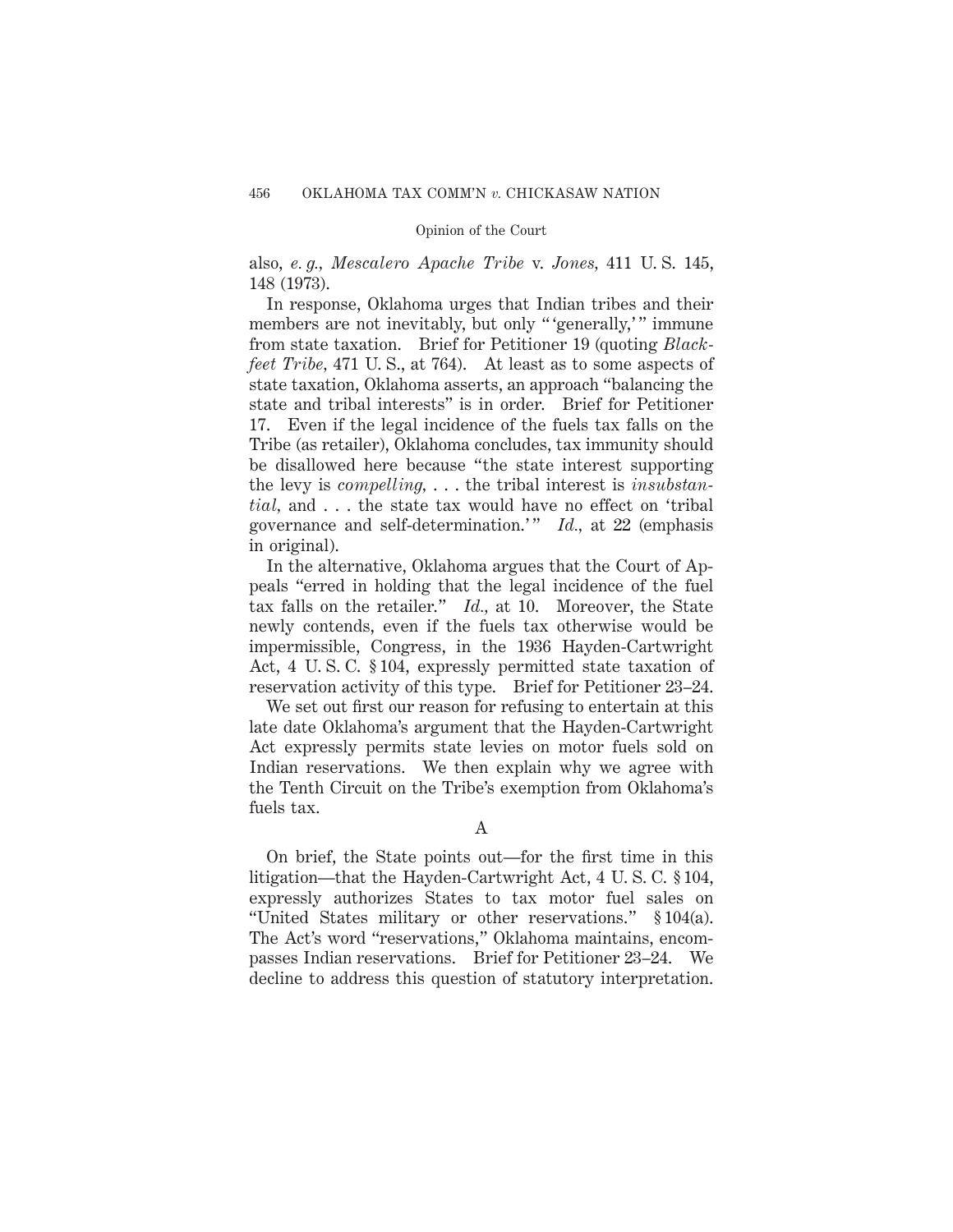also, *e. g.,* *Mescalero Apache Tribe* v. *Jones,* 411 U. S. 145, 148 (1973).

In response, Oklahoma urges that Indian tribes and their members are not inevitably, but only "'generally,'" immune from state taxation. Brief for Petitioner 19 (quoting *Blackfeet Tribe,* 471 U. S., at 764). At least as to some aspects of state taxation, Oklahoma asserts, an approach "balancing the state and tribal interests" is in order. Brief for Petitioner 17. Even if the legal incidence of the fuels tax falls on the Tribe (as retailer), Oklahoma concludes, tax immunity should be disallowed here because "the state interest supporting the levy is *compelling,* . . . the tribal interest is *insubstantial,* and . . . the state tax would have no effect on 'tribal governance and self-determination.'" *Id.,* at 22 (emphasis in original).

In the alternative, Oklahoma argues that the Court of Appeals "erred in holding that the legal incidence of the fuel tax falls on the retailer." *Id.,* at 10. Moreover, the State newly contends, even if the fuels tax otherwise would be impermissible, Congress, in the 1936 Hayden-Cartwright Act, 4 U. S. C. § 104, expressly permitted state taxation of reservation activity of this type. Brief for Petitioner 23–24.

We set out first our reason for refusing to entertain at this late date Oklahoma's argument that the Hayden-Cartwright Act expressly permits state levies on motor fuels sold on Indian reservations. We then explain why we agree with the Tenth Circuit on the Tribe's exemption from Oklahoma's fuels tax.

## A

On brief, the State points out—for the first time in this litigation—that the Hayden-Cartwright Act, 4 U. S. C. § 104, expressly authorizes States to tax motor fuel sales on "United States military or other reservations." § 104(a). The Act's word "reservations," Oklahoma maintains, encompasses Indian reservations. Brief for Petitioner 23–24. We decline to address this question of statutory interpretation.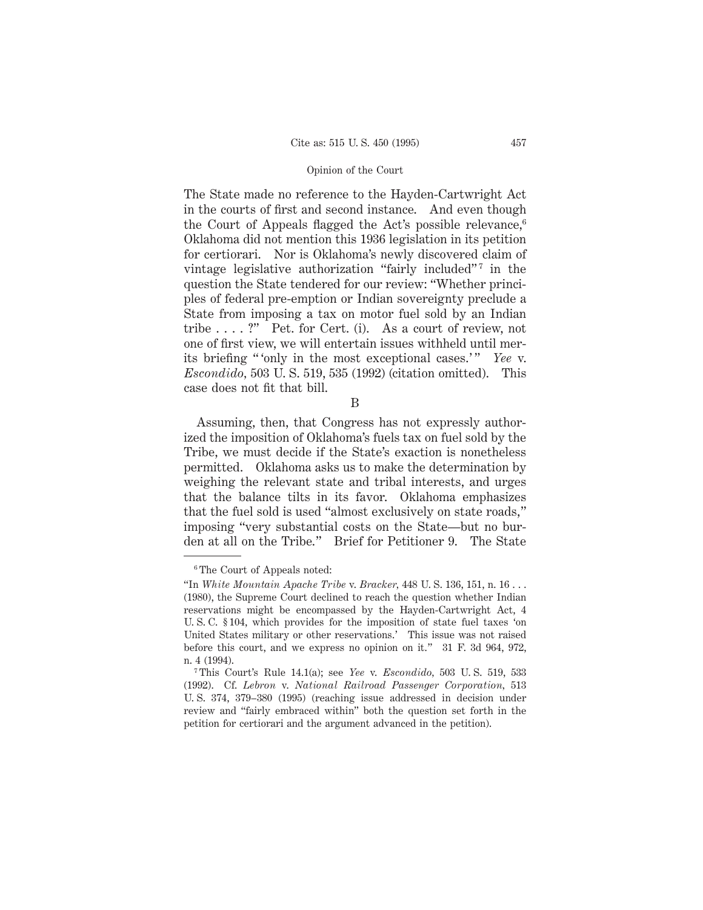The State made no reference to the Hayden-Cartwright Act in the courts of first and second instance. And even though the Court of Appeals flagged the Act's possible relevance,[6] Oklahoma did not mention this 1936 legislation in its petition for certiorari. Nor is Oklahoma's newly discovered claim of vintage legislative authorization "fairly included"[7] in the question the State tendered for our review: "Whether principles of federal pre-emption or Indian sovereignty preclude a State from imposing a tax on motor fuel sold by an Indian tribe . . . . ?" Pet. for Cert. (i). As a court of review, not one of first view, we will entertain issues withheld until merits briefing " 'only in the most exceptional cases.' " *Yee* v. *Escondido*, 503 U. S. 519, 535 (1992) (citation omitted). This case does not fit that bill.

B

Assuming, then, that Congress has not expressly authorized the imposition of Oklahoma's fuels tax on fuel sold by the Tribe, we must decide if the State's exaction is nonetheless permitted. Oklahoma asks us to make the determination by weighing the relevant state and tribal interests, and urges that the balance tilts in its favor. Oklahoma emphasizes that the fuel sold is used "almost exclusively on state roads," imposing "very substantial costs on the State—but no burden at all on the Tribe." Brief for Petitioner 9. The State

---

[6] The Court of Appeals noted:

"In *White Mountain Apache Tribe* v. *Bracker*, 448 U. S. 136, 151, n. 16 . . . (1980), the Supreme Court declined to reach the question whether Indian reservations might be encompassed by the Hayden-Cartwright Act, 4 U. S. C. § 104, which provides for the imposition of state fuel taxes 'on United States military or other reservations.' This issue was not raised before this court, and we express no opinion on it." 31 F. 3d 964, 972, n. 4 (1994).

[7] This Court's Rule 14.1(a); see *Yee* v. *Escondido*, 503 U. S. 519, 533 (1992). Cf. *Lebron* v. *National Railroad Passenger Corporation*, 513 U. S. 374, 379–380 (1995) (reaching issue addressed in decision under review and "fairly embraced within" both the question set forth in the petition for certiorari and the argument advanced in the petition).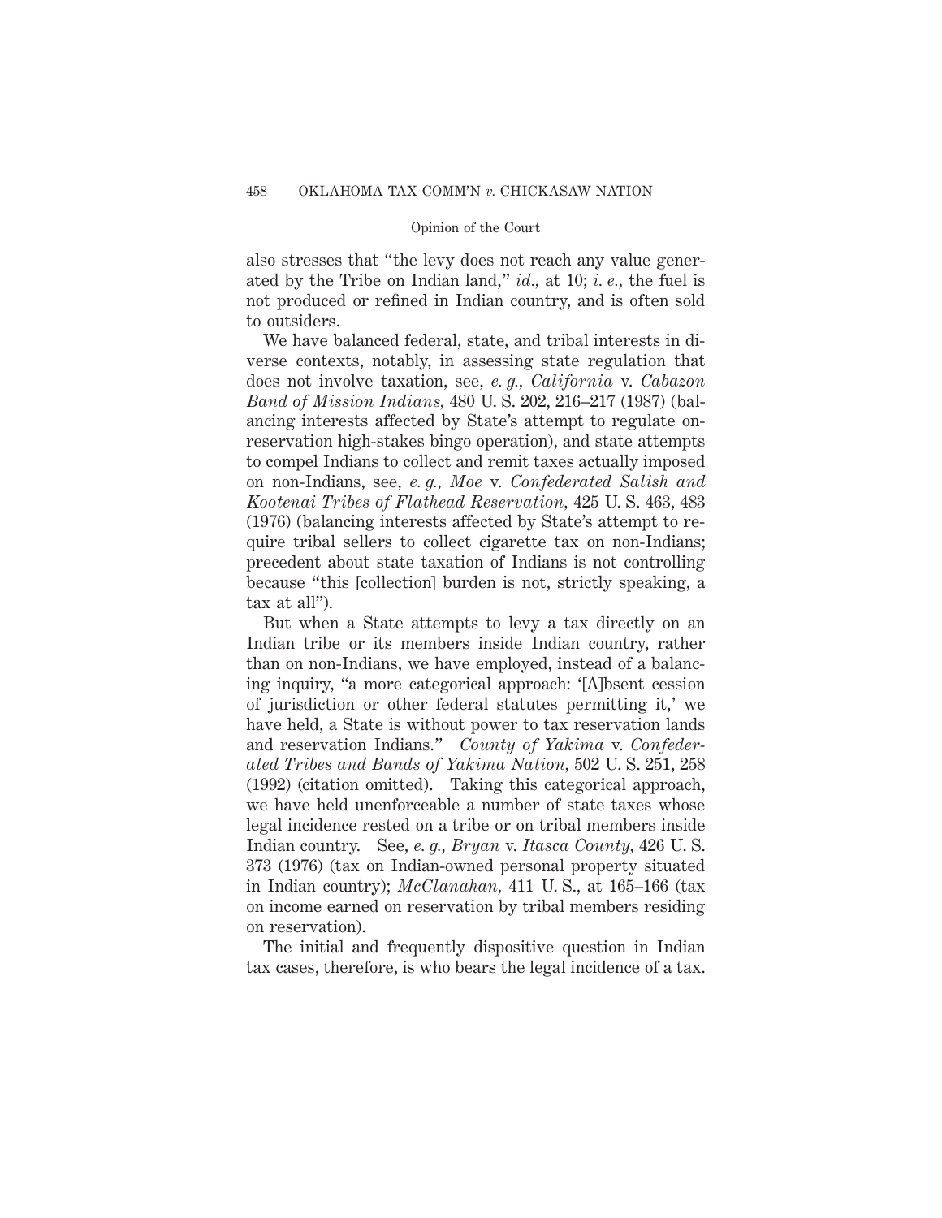also stresses that "the levy does not reach any value generated by the Tribe on Indian land," *id.*, at 10; *i. e.*, the fuel is not produced or refined in Indian country, and is often sold to outsiders.

We have balanced federal, state, and tribal interests in diverse contexts, notably, in assessing state regulation that does not involve taxation, see, *e. g.*, *California* v. *Cabazon Band of Mission Indians*, 480 U. S. 202, 216–217 (1987) (balancing interests affected by State's attempt to regulate on-reservation high-stakes bingo operation), and state attempts to compel Indians to collect and remit taxes actually imposed on non-Indians, see, *e. g.*, *Moe* v. *Confederated Salish and Kootenai Tribes of Flathead Reservation*, 425 U. S. 463, 483 (1976) (balancing interests affected by State's attempt to require tribal sellers to collect cigarette tax on non-Indians; precedent about state taxation of Indians is not controlling because "this [collection] burden is not, strictly speaking, a tax at all").

But when a State attempts to levy a tax directly on an Indian tribe or its members inside Indian country, rather than on non-Indians, we have employed, instead of a balancing inquiry, "a more categorical approach: '[A]bsent cession of jurisdiction or other federal statutes permitting it,' we have held, a State is without power to tax reservation lands and reservation Indians." *County of Yakima* v. *Confederated Tribes and Bands of Yakima Nation*, 502 U. S. 251, 258 (1992) (citation omitted). Taking this categorical approach, we have held unenforceable a number of state taxes whose legal incidence rested on a tribe or on tribal members inside Indian country. See, *e. g.*, *Bryan* v. *Itasca County*, 426 U. S. 373 (1976) (tax on Indian-owned personal property situated in Indian country); *McClanahan*, 411 U. S., at 165–166 (tax on income earned on reservation by tribal members residing on reservation).

The initial and frequently dispositive question in Indian tax cases, therefore, is who bears the legal incidence of a tax.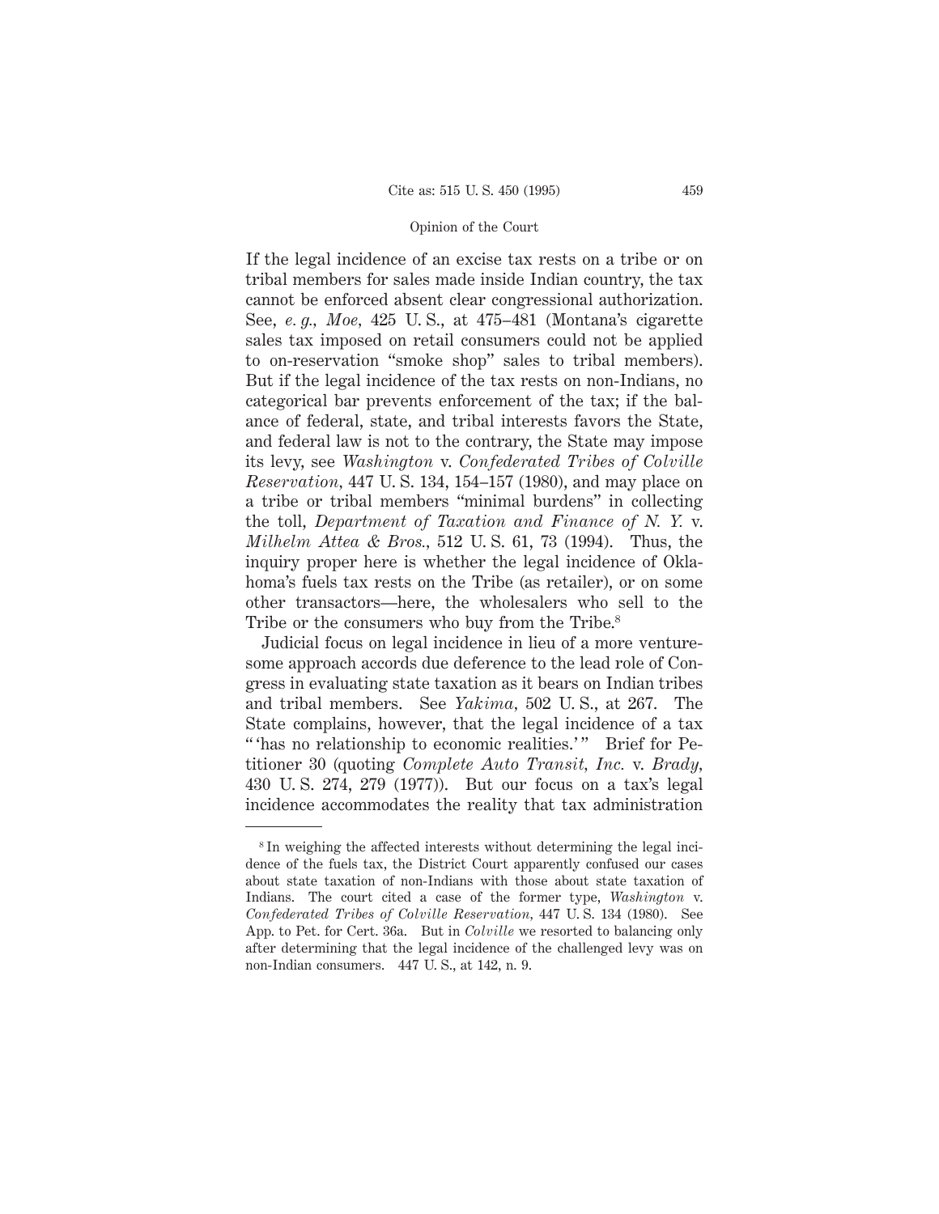If the legal incidence of an excise tax rests on a tribe or on tribal members for sales made inside Indian country, the tax cannot be enforced absent clear congressional authorization. See, *e. g., Moe*, 425 U. S., at 475–481 (Montana's cigarette sales tax imposed on retail consumers could not be applied to on-reservation "smoke shop" sales to tribal members). But if the legal incidence of the tax rests on non-Indians, no categorical bar prevents enforcement of the tax; if the balance of federal, state, and tribal interests favors the State, and federal law is not to the contrary, the State may impose its levy, see *Washington* v. *Confederated Tribes of Colville Reservation*, 447 U. S. 134, 154–157 (1980), and may place on a tribe or tribal members "minimal burdens" in collecting the toll, *Department of Taxation and Finance of N. Y.* v. *Milhelm Attea & Bros.*, 512 U. S. 61, 73 (1994). Thus, the inquiry proper here is whether the legal incidence of Oklahoma's fuels tax rests on the Tribe (as retailer), or on some other transactors—here, the wholesalers who sell to the Tribe or the consumers who buy from the Tribe.[8]

Judicial focus on legal incidence in lieu of a more venturesome approach accords due deference to the lead role of Congress in evaluating state taxation as it bears on Indian tribes and tribal members. See *Yakima*, 502 U. S., at 267. The State complains, however, that the legal incidence of a tax " 'has no relationship to economic realities.' " Brief for Petitioner 30 (quoting *Complete Auto Transit, Inc.* v. *Brady*, 430 U. S. 274, 279 (1977)). But our focus on a tax's legal incidence accommodates the reality that tax administration

---

[8] In weighing the affected interests without determining the legal incidence of the fuels tax, the District Court apparently confused our cases about state taxation of non-Indians with those about state taxation of Indians. The court cited a case of the former type, *Washington* v. *Confederated Tribes of Colville Reservation*, 447 U. S. 134 (1980). See App. to Pet. for Cert. 36a. But in *Colville* we resorted to balancing only after determining that the legal incidence of the challenged levy was on non-Indian consumers. 447 U. S., at 142, n. 9.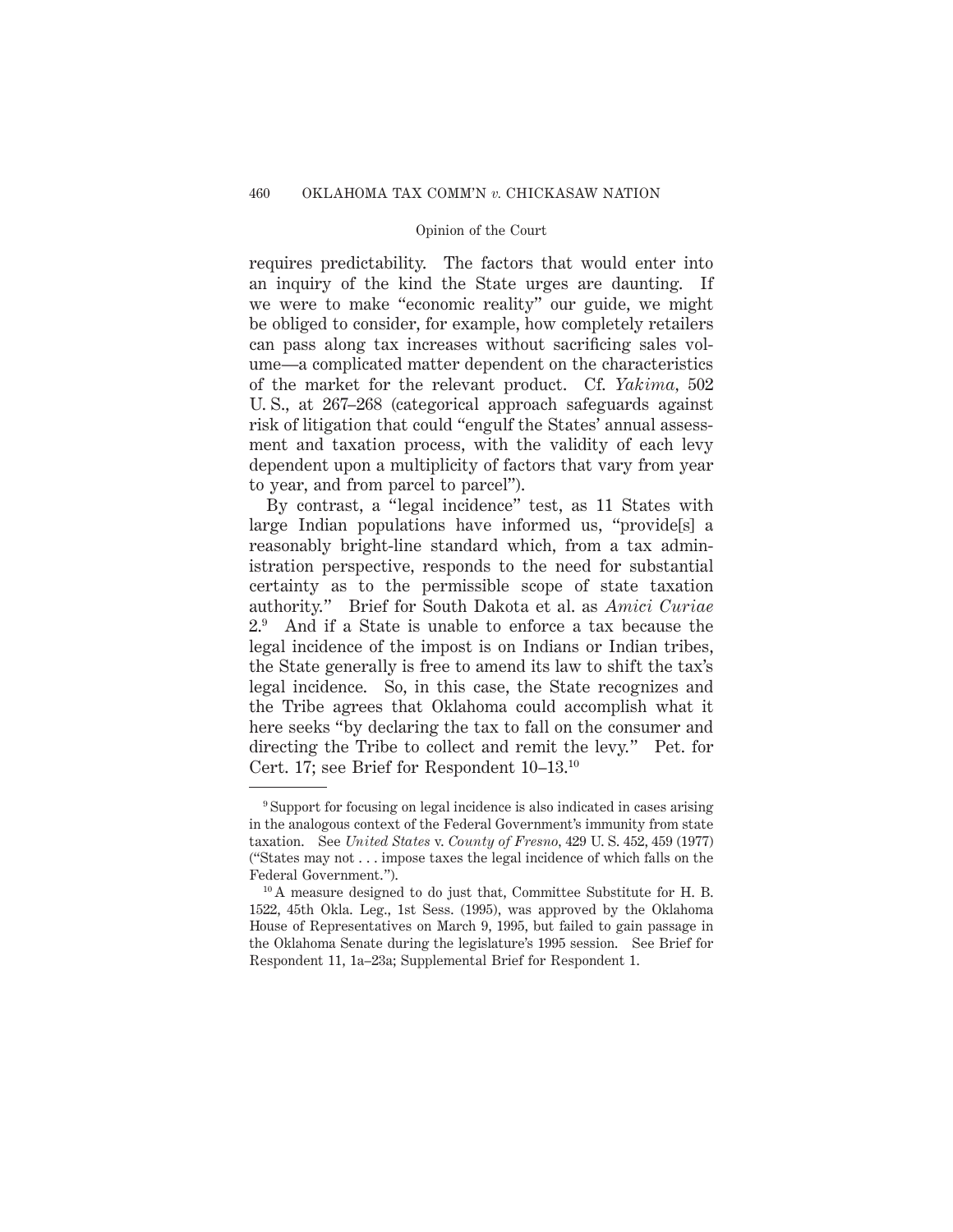requires predictability. The factors that would enter into an inquiry of the kind the State urges are daunting. If we were to make "economic reality" our guide, we might be obliged to consider, for example, how completely retailers can pass along tax increases without sacrificing sales volume—a complicated matter dependent on the characteristics of the market for the relevant product. Cf. *Yakima*, 502 U. S., at 267–268 (categorical approach safeguards against risk of litigation that could "engulf the States' annual assessment and taxation process, with the validity of each levy dependent upon a multiplicity of factors that vary from year to year, and from parcel to parcel").

By contrast, a "legal incidence" test, as 11 States with large Indian populations have informed us, "provide[s] a reasonably bright-line standard which, from a tax administration perspective, responds to the need for substantial certainty as to the permissible scope of state taxation authority." Brief for South Dakota et al. as *Amici Curiae* 2.[9] And if a State is unable to enforce a tax because the legal incidence of the impost is on Indians or Indian tribes, the State generally is free to amend its law to shift the tax's legal incidence. So, in this case, the State recognizes and the Tribe agrees that Oklahoma could accomplish what it here seeks "by declaring the tax to fall on the consumer and directing the Tribe to collect and remit the levy." Pet. for Cert. 17; see Brief for Respondent 10–13.[10]

---

[9] Support for focusing on legal incidence is also indicated in cases arising in the analogous context of the Federal Government's immunity from state taxation. See *United States* v. *County of Fresno*, 429 U. S. 452, 459 (1977) ("States may not . . . impose taxes the legal incidence of which falls on the Federal Government.").

[10] A measure designed to do just that, Committee Substitute for H. B. 1522, 45th Okla. Leg., 1st Sess. (1995), was approved by the Oklahoma House of Representatives on March 9, 1995, but failed to gain passage in the Oklahoma Senate during the legislature's 1995 session. See Brief for Respondent 11, 1a–23a; Supplemental Brief for Respondent 1.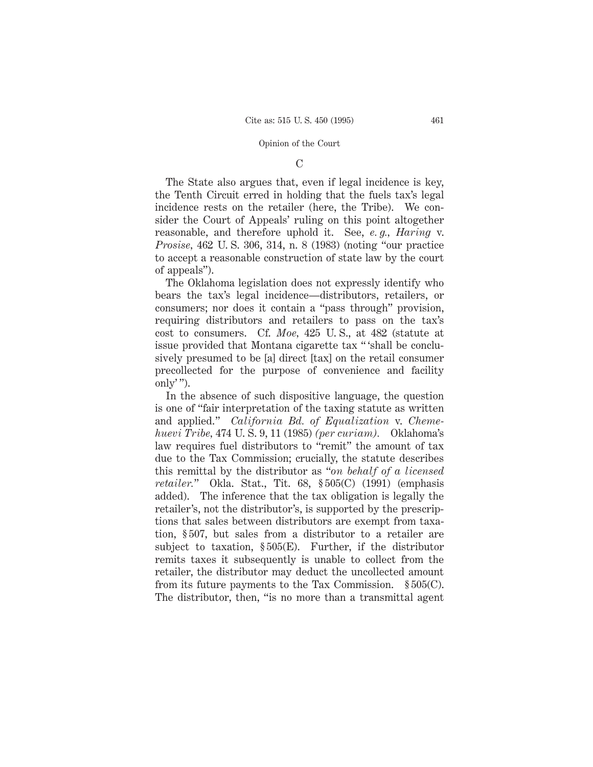### C

The State also argues that, even if legal incidence is key, the Tenth Circuit erred in holding that the fuels tax's legal incidence rests on the retailer (here, the Tribe). We consider the Court of Appeals' ruling on this point altogether reasonable, and therefore uphold it. See, *e. g.*, *Haring* v. *Prosise*, 462 U. S. 306, 314, n. 8 (1983) (noting "our practice to accept a reasonable construction of state law by the court of appeals").

The Oklahoma legislation does not expressly identify who bears the tax's legal incidence—distributors, retailers, or consumers; nor does it contain a "pass through" provision, requiring distributors and retailers to pass on the tax's cost to consumers. Cf. *Moe*, 425 U. S., at 482 (statute at issue provided that Montana cigarette tax " 'shall be conclusively presumed to be [a] direct [tax] on the retail consumer precollected for the purpose of convenience and facility only' ").

In the absence of such dispositive language, the question is one of "fair interpretation of the taxing statute as written and applied." *California Bd. of Equalization* v. *Chemehuevi Tribe*, 474 U. S. 9, 11 (1985) *(per curiam)*. Oklahoma's law requires fuel distributors to "remit" the amount of tax due to the Tax Commission; crucially, the statute describes this remittal by the distributor as "*on behalf of a licensed retailer.*" Okla. Stat., Tit. 68, § 505(C) (1991) (emphasis added). The inference that the tax obligation is legally the retailer's, not the distributor's, is supported by the prescriptions that sales between distributors are exempt from taxation, § 507, but sales from a distributor to a retailer are subject to taxation, § 505(E). Further, if the distributor remits taxes it subsequently is unable to collect from the retailer, the distributor may deduct the uncollected amount from its future payments to the Tax Commission. § 505(C). The distributor, then, "is no more than a transmittal agent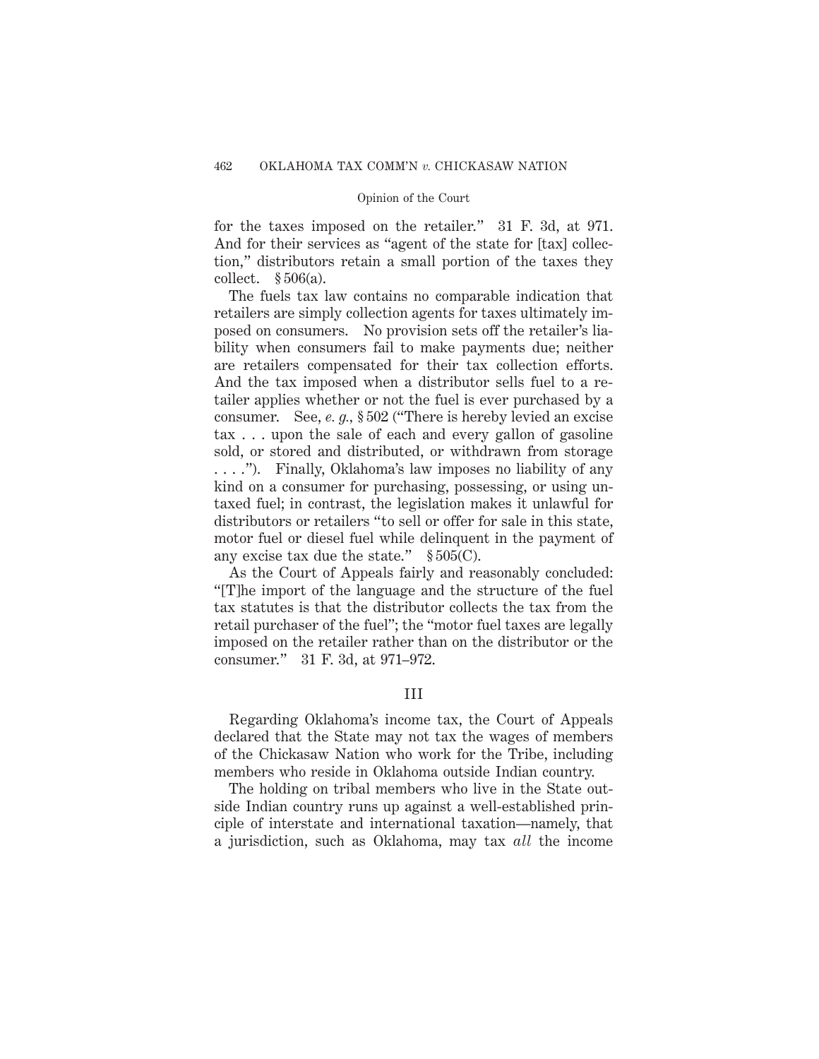for the taxes imposed on the retailer." 31 F. 3d, at 971. And for their services as "agent of the state for [tax] collection," distributors retain a small portion of the taxes they collect. § 506(a).

The fuels tax law contains no comparable indication that retailers are simply collection agents for taxes ultimately imposed on consumers. No provision sets off the retailer's liability when consumers fail to make payments due; neither are retailers compensated for their tax collection efforts. And the tax imposed when a distributor sells fuel to a retailer applies whether or not the fuel is ever purchased by a consumer. See, *e. g.,* § 502 ("There is hereby levied an excise tax . . . upon the sale of each and every gallon of gasoline sold, or stored and distributed, or withdrawn from storage . . . ."). Finally, Oklahoma's law imposes no liability of any kind on a consumer for purchasing, possessing, or using untaxed fuel; in contrast, the legislation makes it unlawful for distributors or retailers "to sell or offer for sale in this state, motor fuel or diesel fuel while delinquent in the payment of any excise tax due the state." § 505(C).

As the Court of Appeals fairly and reasonably concluded: "[T]he import of the language and the structure of the fuel tax statutes is that the distributor collects the tax from the retail purchaser of the fuel"; the "motor fuel taxes are legally imposed on the retailer rather than on the distributor or the consumer." 31 F. 3d, at 971–972.

III

Regarding Oklahoma's income tax, the Court of Appeals declared that the State may not tax the wages of members of the Chickasaw Nation who work for the Tribe, including members who reside in Oklahoma outside Indian country.

The holding on tribal members who live in the State outside Indian country runs up against a well-established principle of interstate and international taxation—namely, that a jurisdiction, such as Oklahoma, may tax *all* the income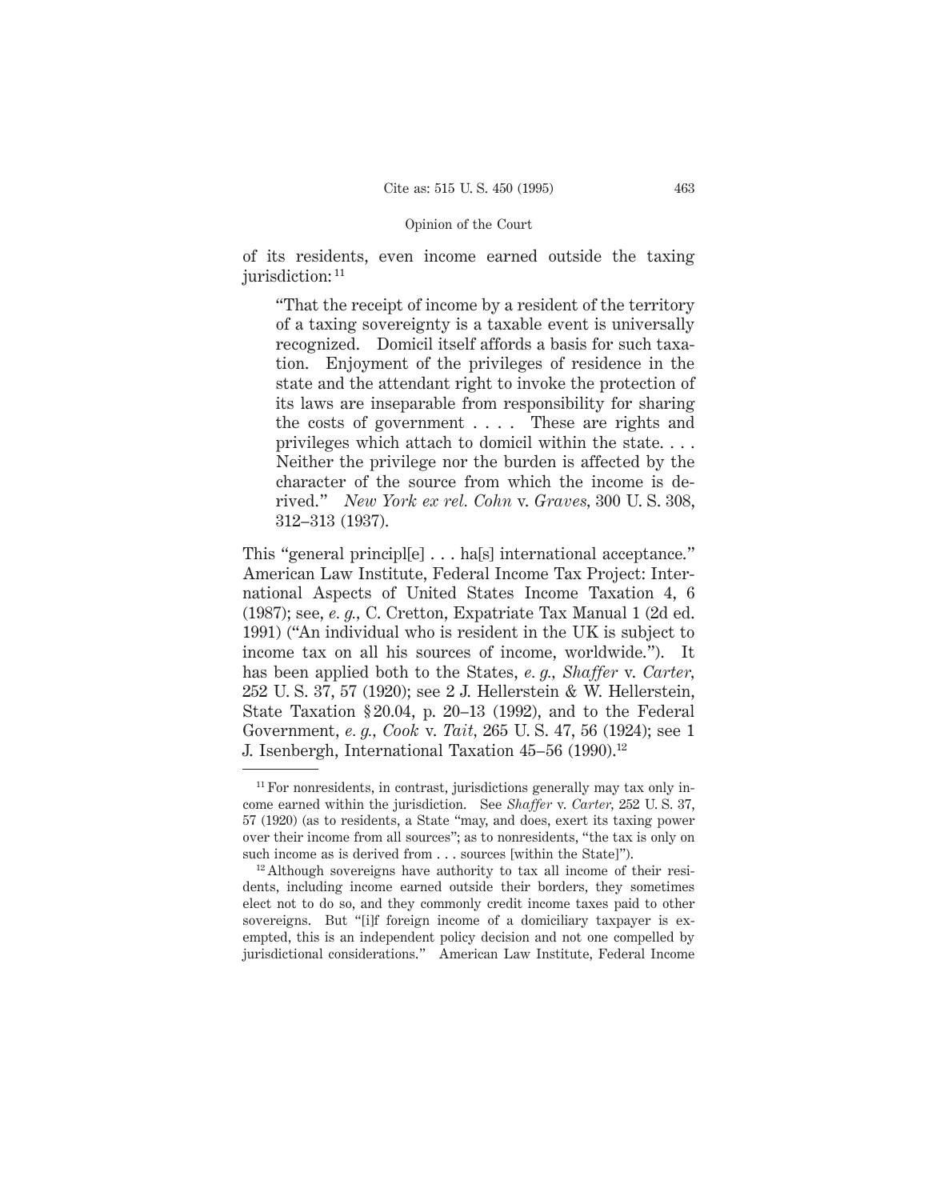of its residents, even income earned outside the taxing jurisdiction:[11]

> "That the receipt of income by a resident of the territory of a taxing sovereignty is a taxable event is universally recognized. Domicil itself affords a basis for such taxation. Enjoyment of the privileges of residence in the state and the attendant right to invoke the protection of its laws are inseparable from responsibility for sharing the costs of government . . . . These are rights and privileges which attach to domicil within the state. . . . Neither the privilege nor the burden is affected by the character of the source from which the income is derived." *New York ex rel. Cohn* v. *Graves*, 300 U. S. 308, 312–313 (1937).

This "general principl[e] . . . ha[s] international acceptance." American Law Institute, Federal Income Tax Project: International Aspects of United States Income Taxation 4, 6 (1987); see, *e. g.*, C. Cretton, Expatriate Tax Manual 1 (2d ed. 1991) ("An individual who is resident in the UK is subject to income tax on all his sources of income, worldwide."). It has been applied both to the States, *e. g.*, *Shaffer* v. *Carter*, 252 U. S. 37, 57 (1920); see 2 J. Hellerstein & W. Hellerstein, State Taxation § 20.04, p. 20–13 (1992), and to the Federal Government, *e. g.*, *Cook* v. *Tait*, 265 U. S. 47, 56 (1924); see 1 J. Isenbergh, International Taxation 45–56 (1990).[12]

---

[11] For nonresidents, in contrast, jurisdictions generally may tax only income earned within the jurisdiction. See *Shaffer* v. *Carter*, 252 U. S. 37, 57 (1920) (as to residents, a State "may, and does, exert its taxing power over their income from all sources"; as to nonresidents, "the tax is only on such income as is derived from . . . sources [within the State]").

[12] Although sovereigns have authority to tax all income of their residents, including income earned outside their borders, they sometimes elect not to do so, and they commonly credit income taxes paid to other sovereigns. But "[i]f foreign income of a domiciliary taxpayer is exempted, this is an independent policy decision and not one compelled by jurisdictional considerations." American Law Institute, Federal Income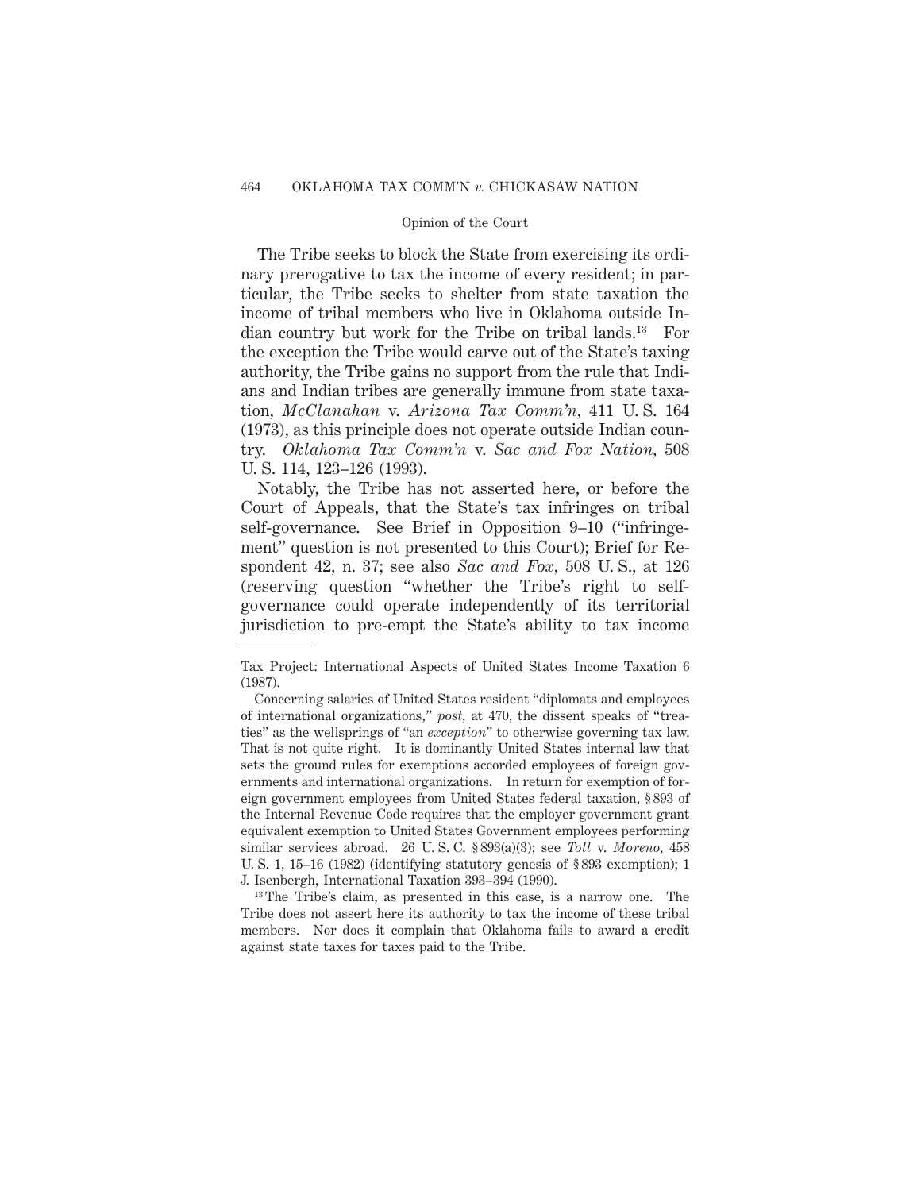The Tribe seeks to block the State from exercising its ordinary prerogative to tax the income of every resident; in particular, the Tribe seeks to shelter from state taxation the income of tribal members who live in Oklahoma outside Indian country but work for the Tribe on tribal lands.[13] For the exception the Tribe would carve out of the State's taxing authority, the Tribe gains no support from the rule that Indians and Indian tribes are generally immune from state taxation, *McClanahan* v. *Arizona Tax Comm'n*, 411 U. S. 164 (1973), as this principle does not operate outside Indian country. *Oklahoma Tax Comm'n* v. *Sac and Fox Nation*, 508 U. S. 114, 123–126 (1993).

Notably, the Tribe has not asserted here, or before the Court of Appeals, that the State's tax infringes on tribal self-governance. See Brief in Opposition 9–10 ("infringement" question is not presented to this Court); Brief for Respondent 42, n. 37; see also *Sac and Fox*, 508 U. S., at 126 (reserving question "whether the Tribe's right to self-governance could operate independently of its territorial jurisdiction to pre-empt the State's ability to tax income

---

Tax Project: International Aspects of United States Income Taxation 6 (1987).

Concerning salaries of United States resident "diplomats and employees of international organizations," *post*, at 470, the dissent speaks of "treaties" as the wellsprings of "an *exception*" to otherwise governing tax law. That is not quite right. It is dominantly United States internal law that sets the ground rules for exemptions accorded employees of foreign governments and international organizations. In return for exemption of foreign government employees from United States federal taxation, § 893 of the Internal Revenue Code requires that the employer government grant equivalent exemption to United States Government employees performing similar services abroad. 26 U. S. C. § 893(a)(3); see *Toll* v. *Moreno*, 458 U. S. 1, 15–16 (1982) (identifying statutory genesis of § 893 exemption); 1 J. Isenbergh, International Taxation 393–394 (1990).

[13] The Tribe's claim, as presented in this case, is a narrow one. The Tribe does not assert here its authority to tax the income of these tribal members. Nor does it complain that Oklahoma fails to award a credit against state taxes for taxes paid to the Tribe.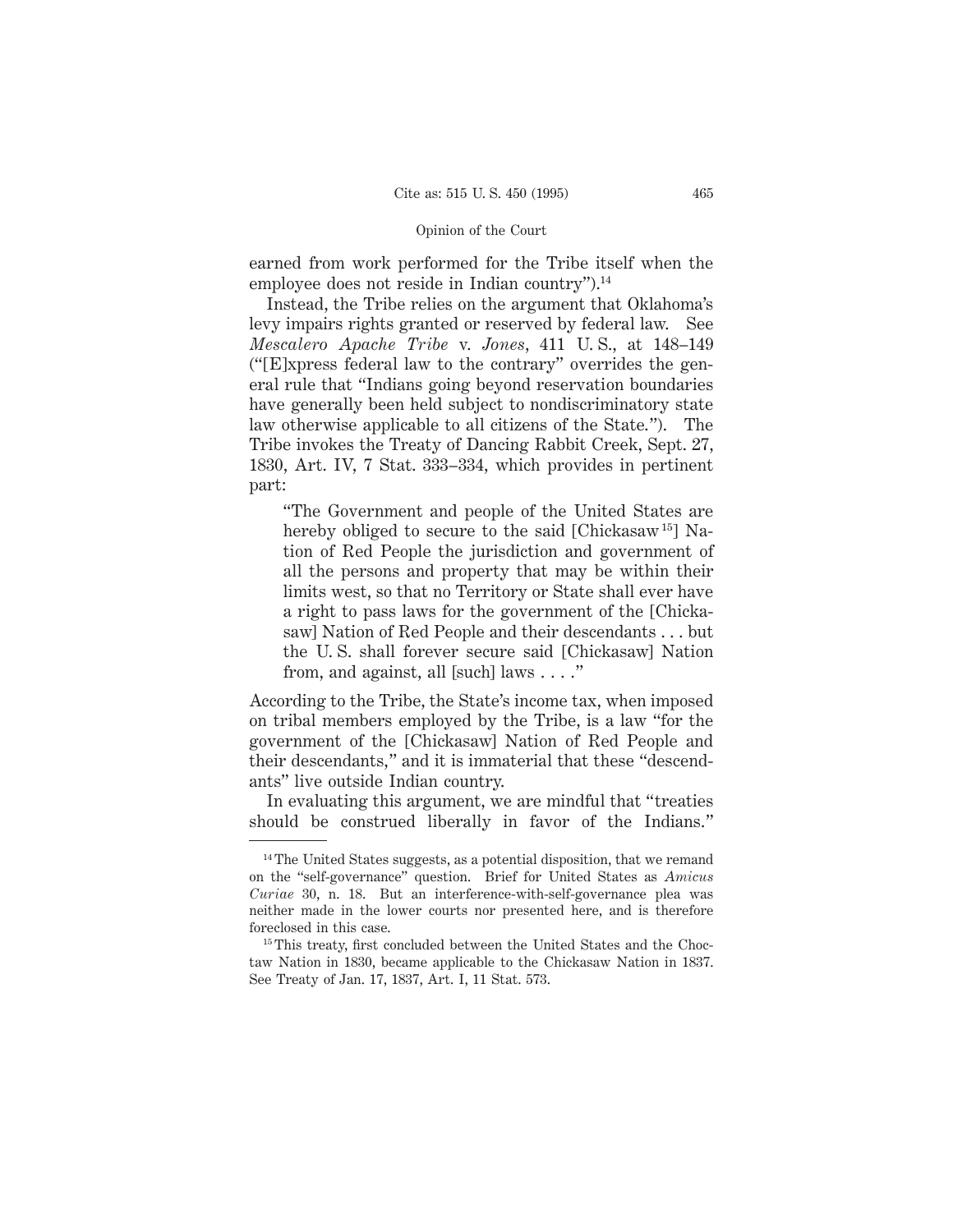earned from work performed for the Tribe itself when the employee does not reside in Indian country").[14]

Instead, the Tribe relies on the argument that Oklahoma's levy impairs rights granted or reserved by federal law. See *Mescalero Apache Tribe* v. *Jones*, 411 U. S., at 148–149 ("[E]xpress federal law to the contrary" overrides the general rule that "Indians going beyond reservation boundaries have generally been held subject to nondiscriminatory state law otherwise applicable to all citizens of the State."). The Tribe invokes the Treaty of Dancing Rabbit Creek, Sept. 27, 1830, Art. IV, 7 Stat. 333–334, which provides in pertinent part:

> "The Government and people of the United States are hereby obliged to secure to the said [Chickasaw[15]] Nation of Red People the jurisdiction and government of all the persons and property that may be within their limits west, so that no Territory or State shall ever have a right to pass laws for the government of the [Chickasaw] Nation of Red People and their descendants . . . but the U. S. shall forever secure said [Chickasaw] Nation from, and against, all [such] laws . . . ."

According to the Tribe, the State's income tax, when imposed on tribal members employed by the Tribe, is a law "for the government of the [Chickasaw] Nation of Red People and their descendants," and it is immaterial that these "descendants" live outside Indian country.

In evaluating this argument, we are mindful that "treaties should be construed liberally in favor of the Indians."

---

[14] The United States suggests, as a potential disposition, that we remand on the "self-governance" question. Brief for United States as *Amicus Curiae* 30, n. 18. But an interference-with-self-governance plea was neither made in the lower courts nor presented here, and is therefore foreclosed in this case.

[15] This treaty, first concluded between the United States and the Choctaw Nation in 1830, became applicable to the Chickasaw Nation in 1837. See Treaty of Jan. 17, 1837, Art. I, 11 Stat. 573.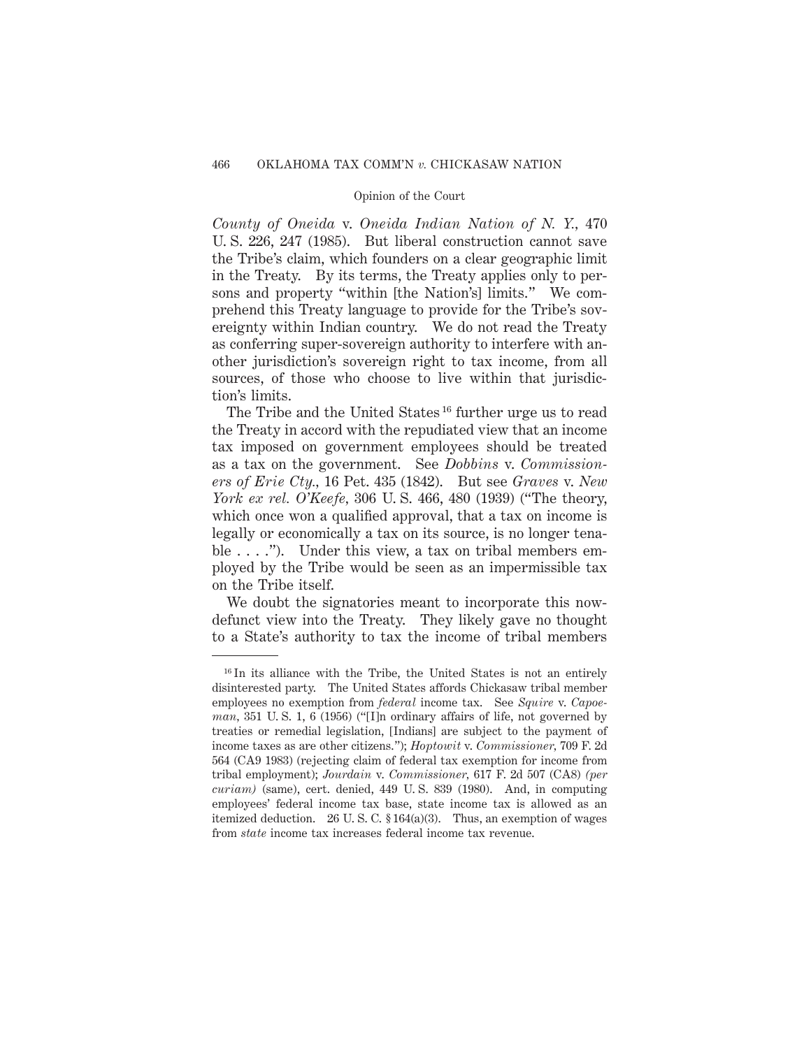*County of Oneida* v. *Oneida Indian Nation of N. Y.*, 470 U. S. 226, 247 (1985). But liberal construction cannot save the Tribe's claim, which founders on a clear geographic limit in the Treaty. By its terms, the Treaty applies only to persons and property "within [the Nation's] limits." We comprehend this Treaty language to provide for the Tribe's sovereignty within Indian country. We do not read the Treaty as conferring super-sovereign authority to interfere with another jurisdiction's sovereign right to tax income, from all sources, of those who choose to live within that jurisdiction's limits.

The Tribe and the United States[16] further urge us to read the Treaty in accord with the repudiated view that an income tax imposed on government employees should be treated as a tax on the government. See *Dobbins* v. *Commissioners of Erie Cty.*, 16 Pet. 435 (1842). But see *Graves* v. *New York ex rel. O'Keefe*, 306 U. S. 466, 480 (1939) ("The theory, which once won a qualified approval, that a tax on income is legally or economically a tax on its source, is no longer tenable . . . ."). Under this view, a tax on tribal members employed by the Tribe would be seen as an impermissible tax on the Tribe itself.

We doubt the signatories meant to incorporate this now-defunct view into the Treaty. They likely gave no thought to a State's authority to tax the income of tribal members

---

[16] In its alliance with the Tribe, the United States is not an entirely disinterested party. The United States affords Chickasaw tribal member employees no exemption from *federal* income tax. See *Squire* v. *Capoeman*, 351 U. S. 1, 6 (1956) ("[I]n ordinary affairs of life, not governed by treaties or remedial legislation, [Indians] are subject to the payment of income taxes as are other citizens."); *Hoptowit* v. *Commissioner*, 709 F. 2d 564 (CA9 1983) (rejecting claim of federal tax exemption for income from tribal employment); *Jourdain* v. *Commissioner*, 617 F. 2d 507 (CA8) *(per curiam)* (same), cert. denied, 449 U. S. 839 (1980). And, in computing employees' federal income tax base, state income tax is allowed as an itemized deduction. 26 U. S. C. § 164(a)(3). Thus, an exemption of wages from *state* income tax increases federal income tax revenue.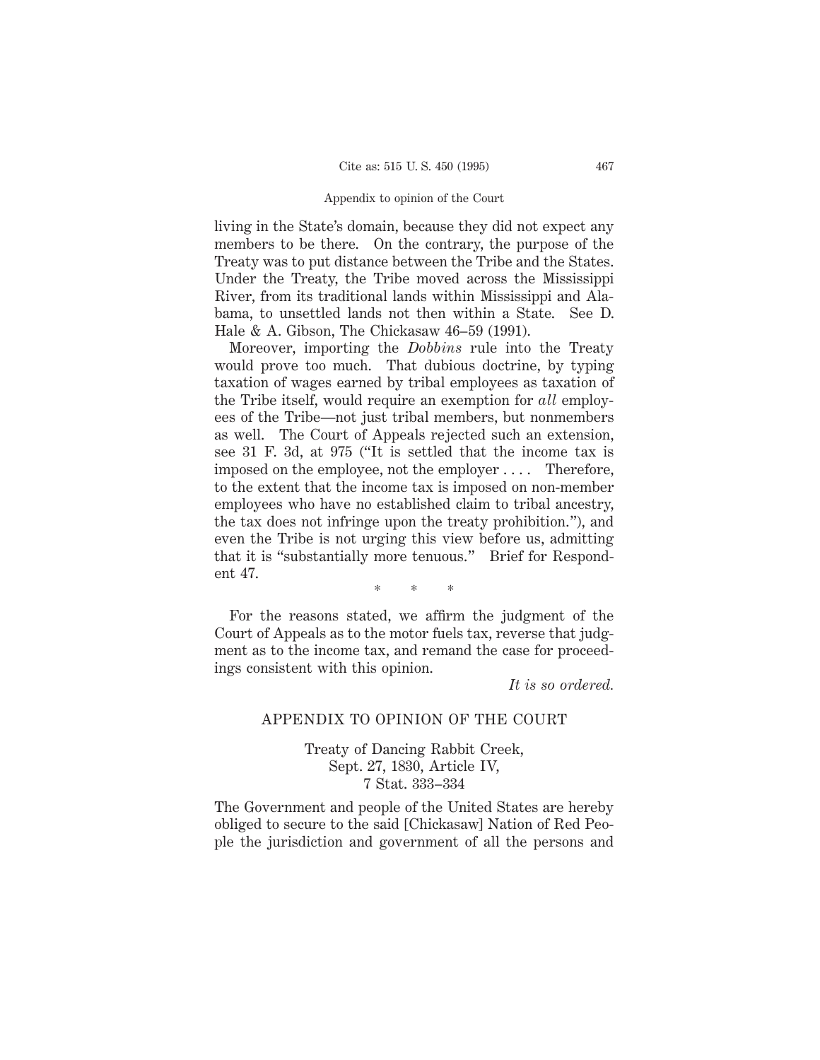living in the State's domain, because they did not expect any members to be there. On the contrary, the purpose of the Treaty was to put distance between the Tribe and the States. Under the Treaty, the Tribe moved across the Mississippi River, from its traditional lands within Mississippi and Alabama, to unsettled lands not then within a State. See D. Hale & A. Gibson, The Chickasaw 46–59 (1991).

Moreover, importing the *Dobbins* rule into the Treaty would prove too much. That dubious doctrine, by typing taxation of wages earned by tribal employees as taxation of the Tribe itself, would require an exemption for *all* employees of the Tribe—not just tribal members, but nonmembers as well. The Court of Appeals rejected such an extension, see 31 F. 3d, at 975 ("It is settled that the income tax is imposed on the employee, not the employer . . . . Therefore, to the extent that the income tax is imposed on non-member employees who have no established claim to tribal ancestry, the tax does not infringe upon the treaty prohibition."), and even the Tribe is not urging this view before us, admitting that it is "substantially more tenuous." Brief for Respondent 47.

\* \* \*

For the reasons stated, we affirm the judgment of the Court of Appeals as to the motor fuels tax, reverse that judgment as to the income tax, and remand the case for proceedings consistent with this opinion.

*It is so ordered.*

## APPENDIX TO OPINION OF THE COURT

Treaty of Dancing Rabbit Creek,
Sept. 27, 1830, Article IV,
7 Stat. 333–334

The Government and people of the United States are hereby obliged to secure to the said [Chickasaw] Nation of Red People the jurisdiction and government of all the persons and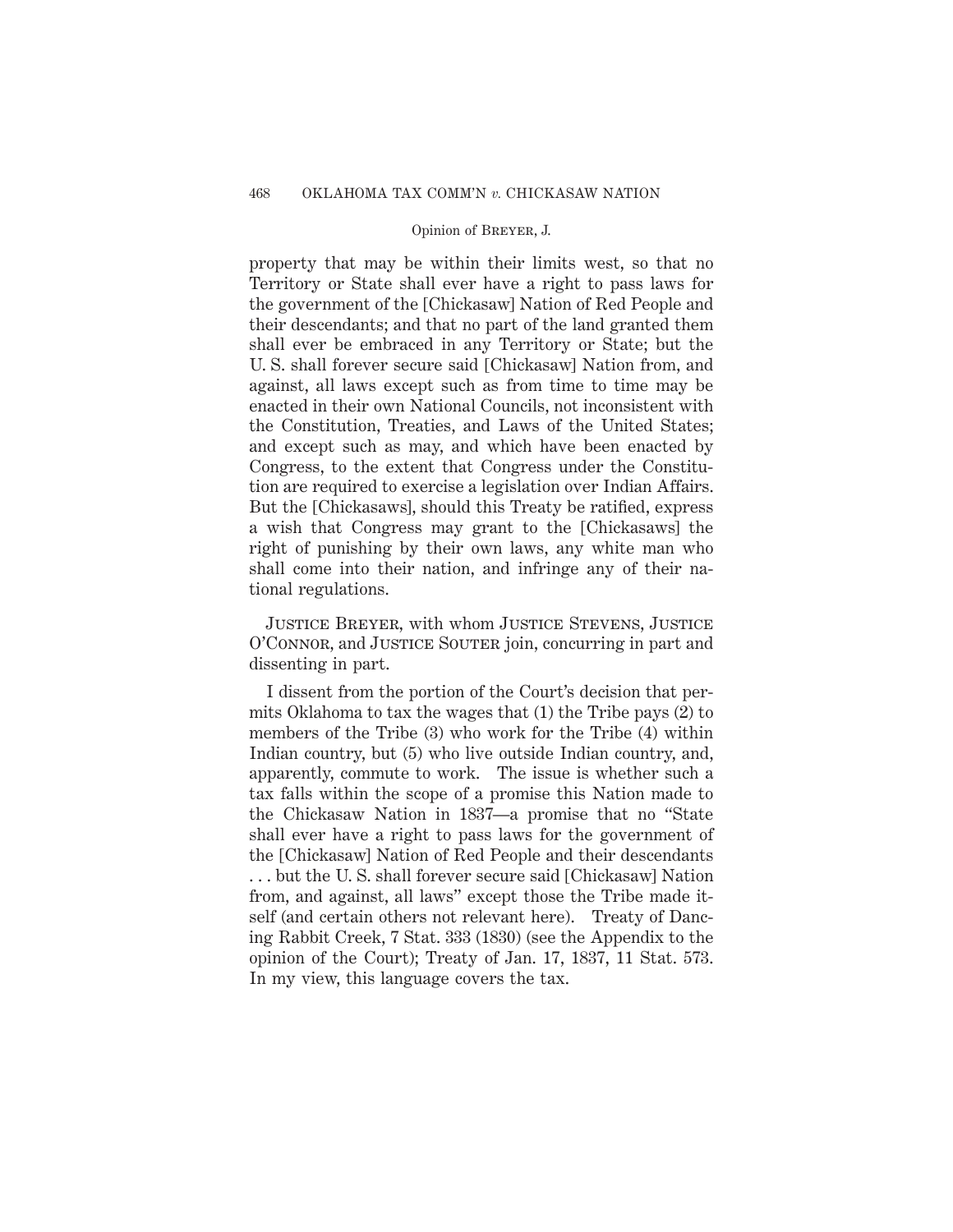property that may be within their limits west, so that no Territory or State shall ever have a right to pass laws for the government of the [Chickasaw] Nation of Red People and their descendants; and that no part of the land granted them shall ever be embraced in any Territory or State; but the U. S. shall forever secure said [Chickasaw] Nation from, and against, all laws except such as from time to time may be enacted in their own National Councils, not inconsistent with the Constitution, Treaties, and Laws of the United States; and except such as may, and which have been enacted by Congress, to the extent that Congress under the Constitution are required to exercise a legislation over Indian Affairs. But the [Chickasaws], should this Treaty be ratified, express a wish that Congress may grant to the [Chickasaws] the right of punishing by their own laws, any white man who shall come into their nation, and infringe any of their national regulations.

Justice Breyer, with whom Justice Stevens, Justice O'Connor, and Justice Souter join, concurring in part and dissenting in part.

I dissent from the portion of the Court's decision that permits Oklahoma to tax the wages that (1) the Tribe pays (2) to members of the Tribe (3) who work for the Tribe (4) within Indian country, but (5) who live outside Indian country, and, apparently, commute to work. The issue is whether such a tax falls within the scope of a promise this Nation made to the Chickasaw Nation in 1837—a promise that no "State shall ever have a right to pass laws for the government of the [Chickasaw] Nation of Red People and their descendants . . . but the U. S. shall forever secure said [Chickasaw] Nation from, and against, all laws" except those the Tribe made itself (and certain others not relevant here). Treaty of Dancing Rabbit Creek, 7 Stat. 333 (1830) (see the Appendix to the opinion of the Court); Treaty of Jan. 17, 1837, 11 Stat. 573. In my view, this language covers the tax.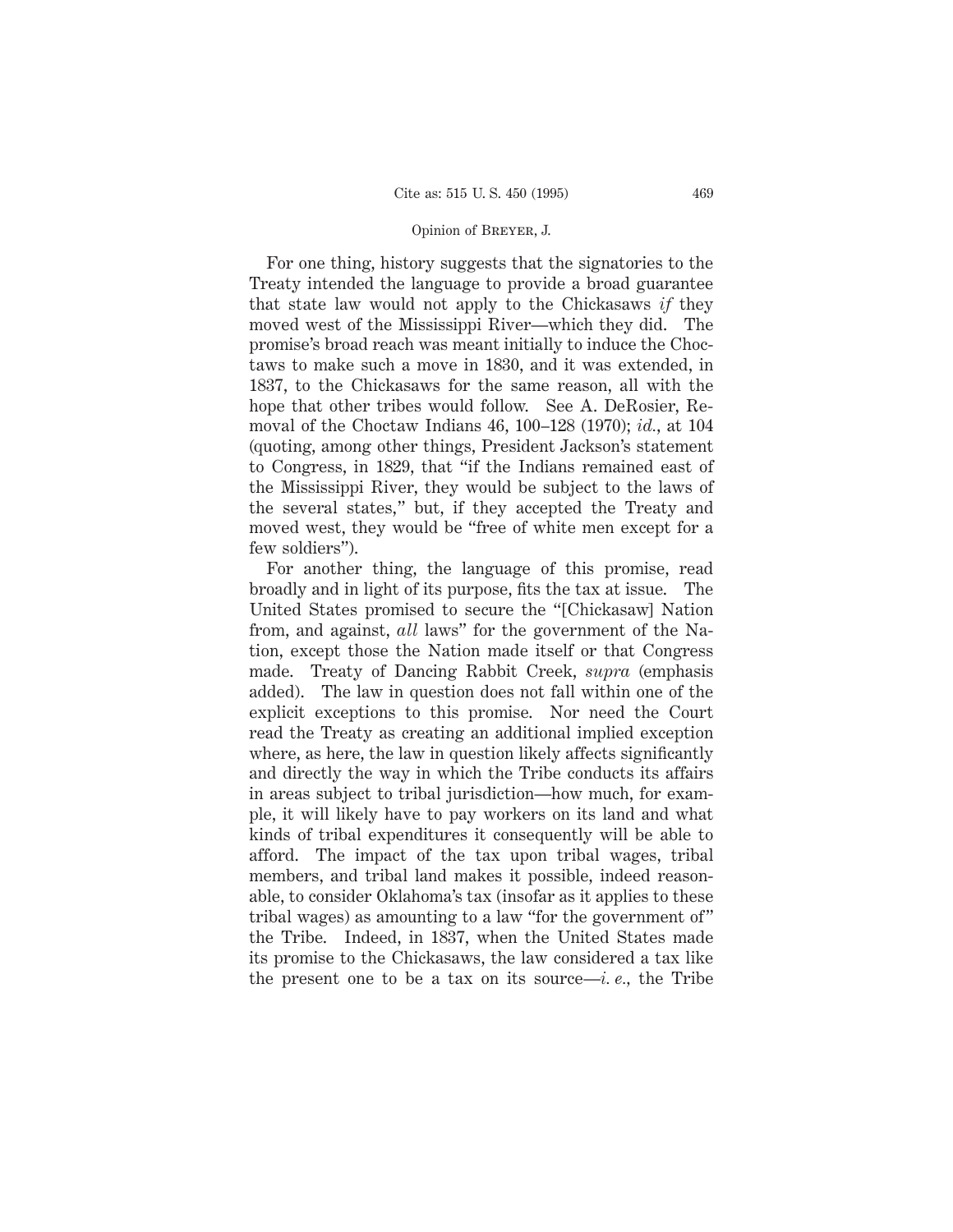For one thing, history suggests that the signatories to the Treaty intended the language to provide a broad guarantee that state law would not apply to the Chickasaws *if* they moved west of the Mississippi River—which they did. The promise's broad reach was meant initially to induce the Choctaws to make such a move in 1830, and it was extended, in 1837, to the Chickasaws for the same reason, all with the hope that other tribes would follow. See A. DeRosier, Removal of the Choctaw Indians 46, 100–128 (1970); *id.*, at 104 (quoting, among other things, President Jackson's statement to Congress, in 1829, that "if the Indians remained east of the Mississippi River, they would be subject to the laws of the several states," but, if they accepted the Treaty and moved west, they would be "free of white men except for a few soldiers").

For another thing, the language of this promise, read broadly and in light of its purpose, fits the tax at issue. The United States promised to secure the "[Chickasaw] Nation from, and against, *all* laws" for the government of the Nation, except those the Nation made itself or that Congress made. Treaty of Dancing Rabbit Creek, *supra* (emphasis added). The law in question does not fall within one of the explicit exceptions to this promise. Nor need the Court read the Treaty as creating an additional implied exception where, as here, the law in question likely affects significantly and directly the way in which the Tribe conducts its affairs in areas subject to tribal jurisdiction—how much, for example, it will likely have to pay workers on its land and what kinds of tribal expenditures it consequently will be able to afford. The impact of the tax upon tribal wages, tribal members, and tribal land makes it possible, indeed reasonable, to consider Oklahoma's tax (insofar as it applies to these tribal wages) as amounting to a law "for the government of" the Tribe. Indeed, in 1837, when the United States made its promise to the Chickasaws, the law considered a tax like the present one to be a tax on its source—*i. e.*, the Tribe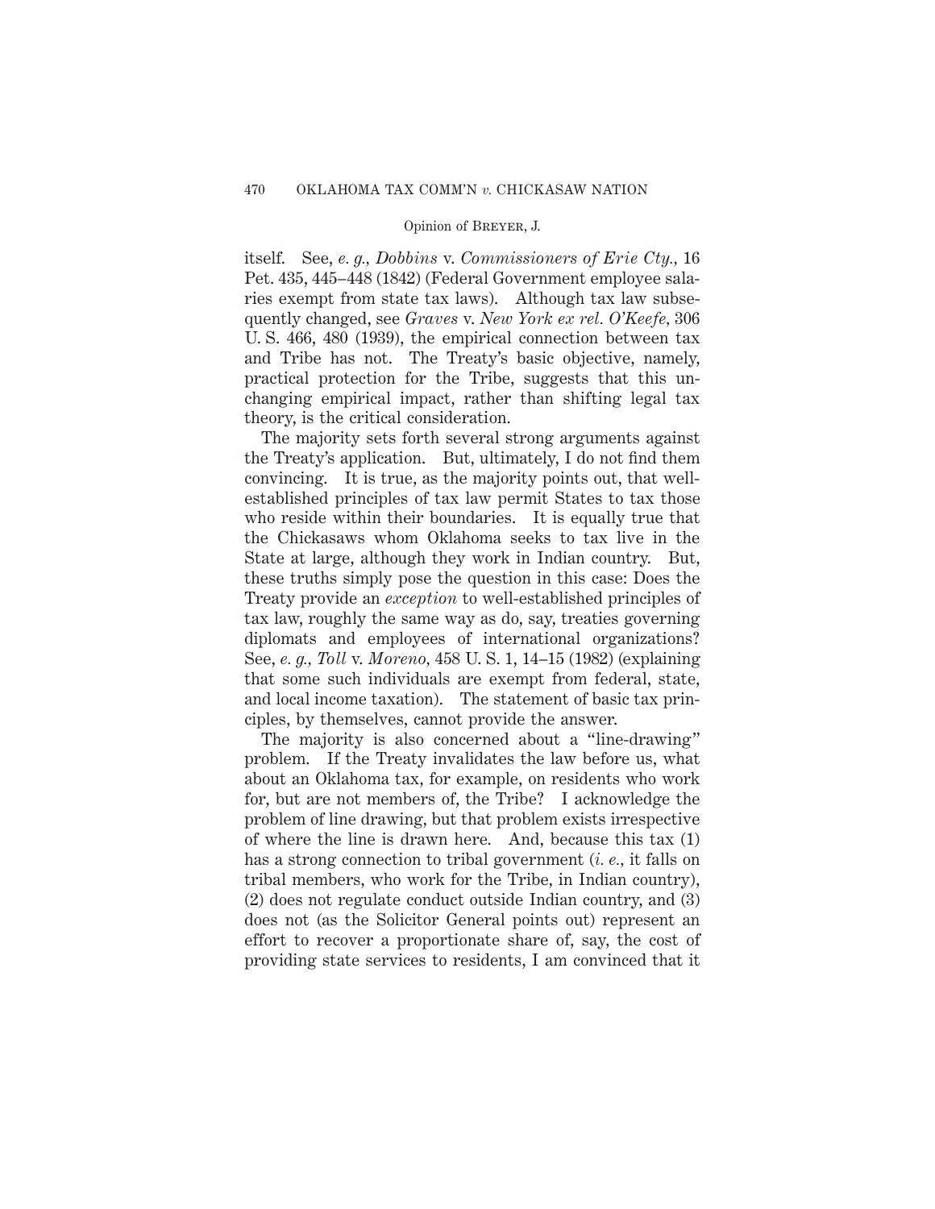itself. See, *e. g., Dobbins* v. *Commissioners of Erie Cty.,* 16 Pet. 435, 445–448 (1842) (Federal Government employee salaries exempt from state tax laws). Although tax law subsequently changed, see *Graves* v. *New York ex rel. O'Keefe,* 306 U. S. 466, 480 (1939), the empirical connection between tax and Tribe has not. The Treaty's basic objective, namely, practical protection for the Tribe, suggests that this unchanging empirical impact, rather than shifting legal tax theory, is the critical consideration.

The majority sets forth several strong arguments against the Treaty's application. But, ultimately, I do not find them convincing. It is true, as the majority points out, that well-established principles of tax law permit States to tax those who reside within their boundaries. It is equally true that the Chickasaws whom Oklahoma seeks to tax live in the State at large, although they work in Indian country. But, these truths simply pose the question in this case: Does the Treaty provide an *exception* to well-established principles of tax law, roughly the same way as do, say, treaties governing diplomats and employees of international organizations? See, *e. g., Toll* v. *Moreno,* 458 U. S. 1, 14–15 (1982) (explaining that some such individuals are exempt from federal, state, and local income taxation). The statement of basic tax principles, by themselves, cannot provide the answer.

The majority is also concerned about a "line-drawing" problem. If the Treaty invalidates the law before us, what about an Oklahoma tax, for example, on residents who work for, but are not members of, the Tribe? I acknowledge the problem of line drawing, but that problem exists irrespective of where the line is drawn here. And, because this tax (1) has a strong connection to tribal government (*i. e.,* it falls on tribal members, who work for the Tribe, in Indian country), (2) does not regulate conduct outside Indian country, and (3) does not (as the Solicitor General points out) represent an effort to recover a proportionate share of, say, the cost of providing state services to residents, I am convinced that it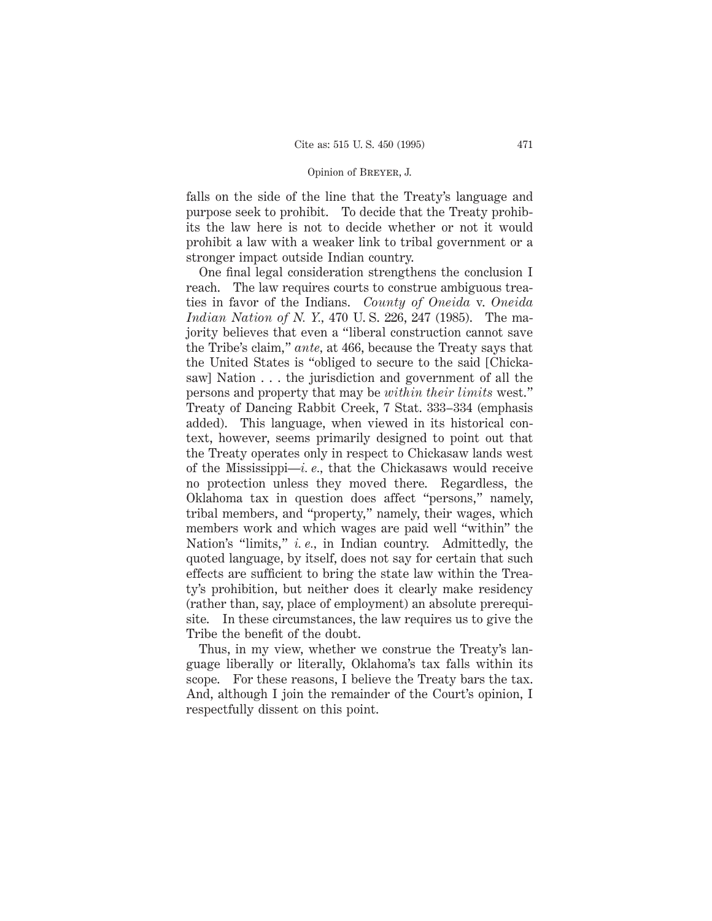falls on the side of the line that the Treaty's language and purpose seek to prohibit. To decide that the Treaty prohibits the law here is not to decide whether or not it would prohibit a law with a weaker link to tribal government or a stronger impact outside Indian country.

One final legal consideration strengthens the conclusion I reach. The law requires courts to construe ambiguous treaties in favor of the Indians. *County of Oneida* v. *Oneida Indian Nation of N. Y.*, 470 U. S. 226, 247 (1985). The majority believes that even a "liberal construction cannot save the Tribe's claim," *ante*, at 466, because the Treaty says that the United States is "obliged to secure to the said [Chickasaw] Nation . . . the jurisdiction and government of all the persons and property that may be *within their limits* west." Treaty of Dancing Rabbit Creek, 7 Stat. 333–334 (emphasis added). This language, when viewed in its historical context, however, seems primarily designed to point out that the Treaty operates only in respect to Chickasaw lands west of the Mississippi—*i. e.*, that the Chickasaws would receive no protection unless they moved there. Regardless, the Oklahoma tax in question does affect "persons," namely, tribal members, and "property," namely, their wages, which members work and which wages are paid well "within" the Nation's "limits," *i. e.*, in Indian country. Admittedly, the quoted language, by itself, does not say for certain that such effects are sufficient to bring the state law within the Treaty's prohibition, but neither does it clearly make residency (rather than, say, place of employment) an absolute prerequisite. In these circumstances, the law requires us to give the Tribe the benefit of the doubt.

Thus, in my view, whether we construe the Treaty's language liberally or literally, Oklahoma's tax falls within its scope. For these reasons, I believe the Treaty bars the tax. And, although I join the remainder of the Court's opinion, I respectfully dissent on this point.